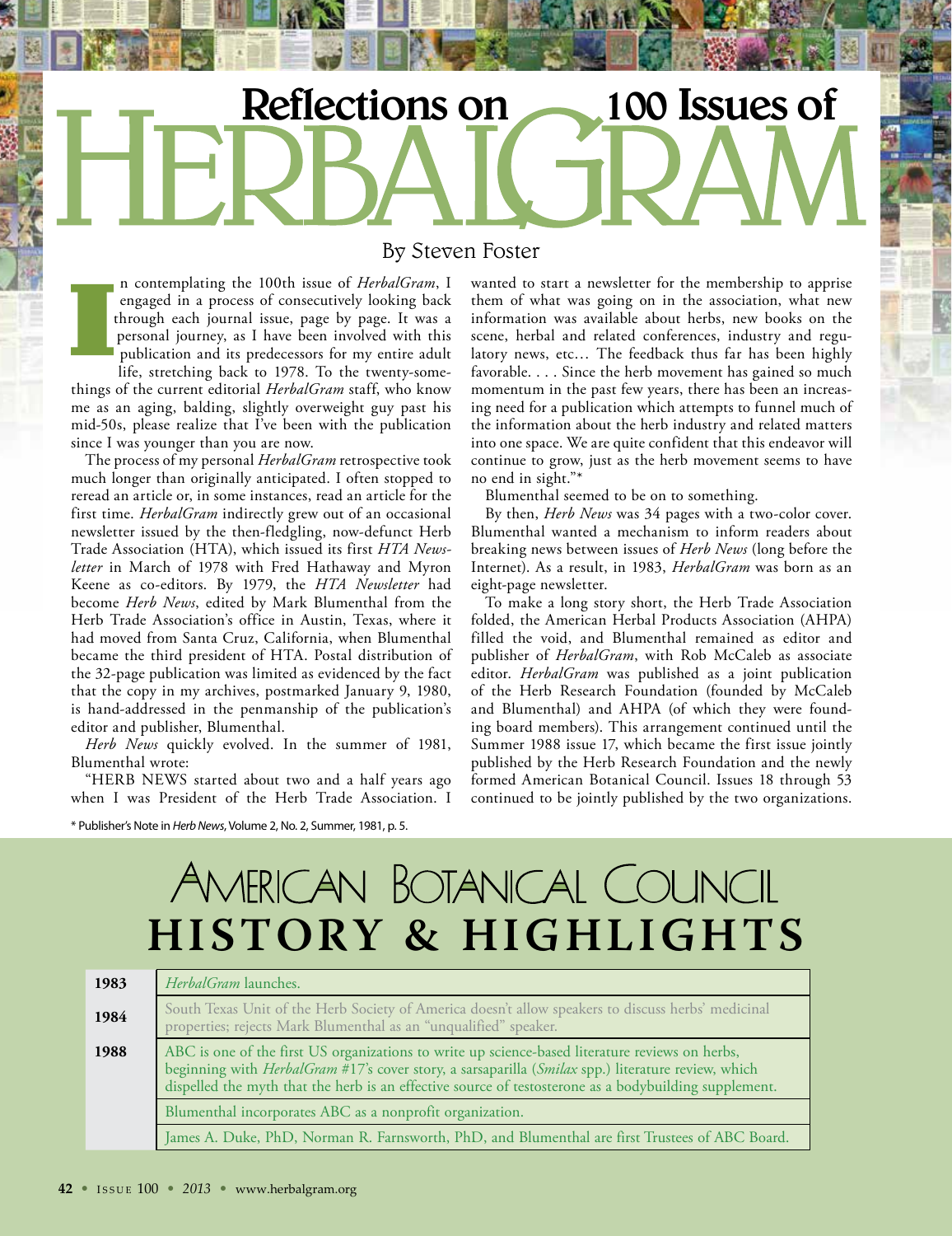# Reflections on 100 Issues of HERBALGRAM

By Steven Foster

In contemplating the 100th issue of *HerbalGram*, I engaged in a process of consecutively looking back through each journal issue, page by page. It was a personal journey, as I have been involved with this publication and its predecessors for my entire adult life, stretching back to 1978. To the twenty-somethings of the current editorial *HerbalGram* staff, who know me as an aging, balding, slightly overweight guy past his mid-50s, please realize that I've been with the publication since I was younger than you are now.

The process of my personal *HerbalGram* retrospective took much longer than originally anticipated. I often stopped to reread an article or, in some instances, read an article for the first time. *HerbalGram* indirectly grew out of an occasional newsletter issued by the then-fledgling, now-defunct Herb Trade Association (HTA), which issued its first *HTA Newsletter* in March of 1978 with Fred Hathaway and Myron Keene as co-editors. By 1979, the *HTA Newsletter* had become *Herb News*, edited by Mark Blumenthal from the Herb Trade Association's office in Austin, Texas, where it had moved from Santa Cruz, California, when Blumenthal became the third president of HTA. Postal distribution of the 32-page publication was limited as evidenced by the fact that the copy in my archives, postmarked January 9, 1980, is hand-addressed in the penmanship of the publication's editor and publisher, Blumenthal.

*Herb News* quickly evolved. In the summer of 1981, Blumenthal wrote:

"HERB NEWS started about two and a half years ago when I was President of the Herb Trade Association. I wanted to start a newsletter for the membership to apprise them of what was going on in the association, what new information was available about herbs, new books on the scene, herbal and related conferences, industry and regulatory news, etc… The feedback thus far has been highly favorable. . . . Since the herb movement has gained so much momentum in the past few years, there has been an increasing need for a publication which attempts to funnel much of the information about the herb industry and related matters into one space. We are quite confident that this endeavor will continue to grow, just as the herb movement seems to have no end in sight."*

Blumenthal seemed to be on to something.

By then, *Herb News* was 34 pages with a two-color cover. Blumenthal wanted a mechanism to inform readers about breaking news between issues of *Herb News* (long before the Internet). As a result, in 1983, *HerbalGram* was born as an eight-page newsletter.

To make a long story short, the Herb Trade Association folded, the American Herbal Products Association (AHPA) filled the void, and Blumenthal remained as editor and publisher of *HerbalGram*, with Rob McCaleb as associate editor. *HerbalGram* was published as a joint publication of the Herb Research Foundation (founded by McCaleb and Blumenthal) and AHPA (of which they were founding board members). This arrangement continued until the Summer 1988 issue 17, which became the first issue jointly published by the Herb Research Foundation and the newly formed American Botanical Council. Issues 18 through 53 continued to be jointly published by the two organizations.

\* Publisher's Note in *Herb News*, Volume 2, No. 2, Summer, 1981, p. 5.

## American Botanical Council
## HISTORY & HIGHLIGHTS

| Year | Event |
|---|---|
| 1983 | *HerbalGram* launches. |
| 1984 | South Texas Unit of the Herb Society of America doesn't allow speakers to discuss herbs' medicinal properties; rejects Mark Blumenthal as an "unqualified" speaker. |
| 1988 | ABC is one of the first US organizations to write up science-based literature reviews on herbs, beginning with *HerbalGram* #17's cover story, a sarsaparilla (*Smilax* spp.) literature review, which dispelled the myth that the herb is an effective source of testosterone as a bodybuilding supplement. |
| | Blumenthal incorporates ABC as a nonprofit organization. |
| | James A. Duke, PhD, Norman R. Farnsworth, PhD, and Blumenthal are first Trustees of ABC Board. |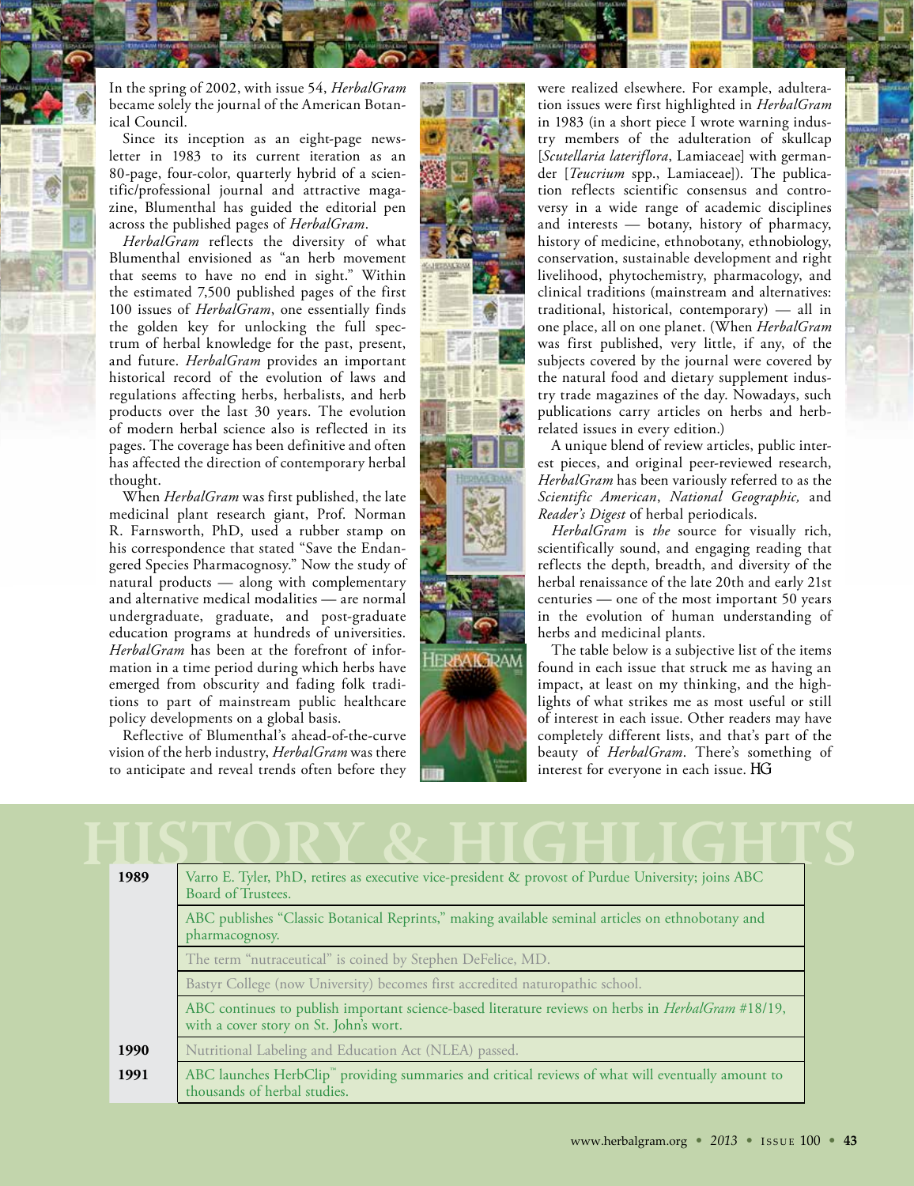In the spring of 2002, with issue 54, *HerbalGram* became solely the journal of the American Botanical Council.

Since its inception as an eight-page newsletter in 1983 to its current iteration as an 80-page, four-color, quarterly hybrid of a scientific/professional journal and attractive magazine, Blumenthal has guided the editorial pen across the published pages of *HerbalGram*.

*HerbalGram* reflects the diversity of what Blumenthal envisioned as "an herb movement that seems to have no end in sight." Within the estimated 7,500 published pages of the first 100 issues of *HerbalGram*, one essentially finds the golden key for unlocking the full spectrum of herbal knowledge for the past, present, and future. *HerbalGram* provides an important historical record of the evolution of laws and regulations affecting herbs, herbalists, and herb products over the last 30 years. The evolution of modern herbal science also is reflected in its pages. The coverage has been definitive and often has affected the direction of contemporary herbal thought.

When *HerbalGram* was first published, the late medicinal plant research giant, Prof. Norman R. Farnsworth, PhD, used a rubber stamp on his correspondence that stated "Save the Endangered Species Pharmacognosy." Now the study of natural products — along with complementary and alternative medical modalities — are normal undergraduate, graduate, and post-graduate education programs at hundreds of universities. *HerbalGram* has been at the forefront of information in a time period during which herbs have emerged from obscurity and fading folk traditions to part of mainstream public healthcare policy developments on a global basis.

Reflective of Blumenthal's ahead-of-the-curve vision of the herb industry, *HerbalGram* was there to anticipate and reveal trends often before they were realized elsewhere. For example, adulteration issues were first highlighted in *HerbalGram* in 1983 (in a short piece I wrote warning industry members of the adulteration of skullcap [*Scutellaria lateriflora*, Lamiaceae] with germander [*Teucrium* spp., Lamiaceae]). The publication reflects scientific consensus and controversy in a wide range of academic disciplines and interests — botany, history of pharmacy, history of medicine, ethnobotany, ethnobiology, conservation, sustainable development and right livelihood, phytochemistry, pharmacology, and clinical traditions (mainstream and alternatives: traditional, historical, contemporary) — all in one place, all on one planet. (When *HerbalGram* was first published, very little, if any, of the subjects covered by the journal were covered by the natural food and dietary supplement industry trade magazines of the day. Nowadays, such publications carry articles on herbs and herb-related issues in every edition.)

A unique blend of review articles, public interest pieces, and original peer-reviewed research, *HerbalGram* has been variously referred to as the *Scientific American*, *National Geographic,* and *Reader's Digest* of herbal periodicals.

*HerbalGram* is *the* source for visually rich, scientifically sound, and engaging reading that reflects the depth, breadth, and diversity of the herbal renaissance of the late 20th and early 21st centuries — one of the most important 50 years in the evolution of human understanding of herbs and medicinal plants.

The table below is a subjective list of the items found in each issue that struck me as having an impact, at least on my thinking, and the highlights of what strikes me as most useful or still of interest in each issue. Other readers may have completely different lists, and that's part of the beauty of *HerbalGram*. There's something of interest for everyone in each issue. HG

## HISTORY & HIGHLIGHTS

| Year | Event |
|---|---|
| 1989 | Varro E. Tyler, PhD, retires as executive vice-president & provost of Purdue University; joins ABC Board of Trustees. |
| | ABC publishes "Classic Botanical Reprints," making available seminal articles on ethnobotany and pharmacognosy. |
| | The term "nutraceutical" is coined by Stephen DeFelice, MD. |
| | Bastyr College (now University) becomes first accredited naturopathic school. |
| | ABC continues to publish important science-based literature reviews on herbs in *HerbalGram* #18/19, with a cover story on St. John's wort. |
| 1990 | Nutritional Labeling and Education Act (NLEA) passed. |
| 1991 | ABC launches HerbClip™ providing summaries and critical reviews of what will eventually amount to thousands of herbal studies. |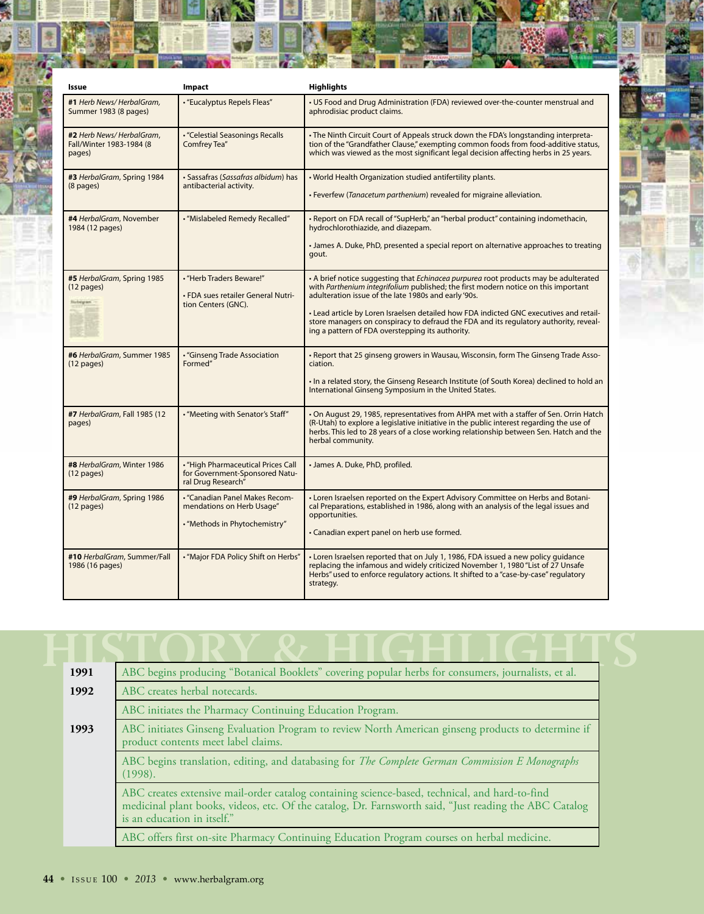| Issue | Impact | Highlights |
|---|---|---|
| **#1** *Herb News/ HerbalGram*, Summer 1983 (8 pages) | • "Eucalyptus Repels Fleas" | • US Food and Drug Administration (FDA) reviewed over-the-counter menstrual and aphrodisiac product claims. |
| **#2** *Herb News/ HerbalGram*, Fall/Winter 1983-1984 (8 pages) | • "Celestial Seasonings Recalls Comfrey Tea" | • The Ninth Circuit Court of Appeals struck down the FDA's longstanding interpretation of the "Grandfather Clause," exempting common foods from food-additive status, which was viewed as the most significant legal decision affecting herbs in 25 years. |
| **#3** *HerbalGram*, Spring 1984 (8 pages) | • Sassafras (*Sassafras albidum*) has antibacterial activity. | • World Health Organization studied antifertility plants.<br>• Feverfew (*Tanacetum parthenium*) revealed for migraine alleviation. |
| **#4** *HerbalGram*, November 1984 (12 pages) | • "Mislabeled Remedy Recalled" | • Report on FDA recall of "SupHerb," an "herbal product" containing indomethacin, hydrochlorothiazide, and diazepam.<br>• James A. Duke, PhD, presented a special report on alternative approaches to treating gout. |
| **#5** *HerbalGram*, Spring 1985 (12 pages) | • "Herb Traders Beware!"<br>• FDA sues retailer General Nutrition Centers (GNC). | • A brief notice suggesting that *Echinacea purpurea* root products may be adulterated with *Parthenium integrifolium* published; the first modern notice on this important adulteration issue of the late 1980s and early '90s.<br>• Lead article by Loren Israelsen detailed how FDA indicted GNC executives and retail-store managers on conspiracy to defraud the FDA and its regulatory authority, revealing a pattern of FDA overstepping its authority. |
| **#6** *HerbalGram*, Summer 1985 (12 pages) | • "Ginseng Trade Association Formed" | • Report that 25 ginseng growers in Wausau, Wisconsin, form The Ginseng Trade Association.<br>• In a related story, the Ginseng Research Institute (of South Korea) declined to hold an International Ginseng Symposium in the United States. |
| **#7** *HerbalGram*, Fall 1985 (12 pages) | • "Meeting with Senator's Staff" | • On August 29, 1985, representatives from AHPA met with a staffer of Sen. Orrin Hatch (R-Utah) to explore a legislative initiative in the public interest regarding the use of herbs. This led to 28 years of a close working relationship between Sen. Hatch and the herbal community. |
| **#8** *HerbalGram*, Winter 1986 (12 pages) | • "High Pharmaceutical Prices Call for Government-Sponsored Natural Drug Research" | • James A. Duke, PhD, profiled. |
| **#9** *HerbalGram*, Spring 1986 (12 pages) | • "Canadian Panel Makes Recommendations on Herb Usage"<br>• "Methods in Phytochemistry" | • Loren Israelsen reported on the Expert Advisory Committee on Herbs and Botanical Preparations, established in 1986, along with an analysis of the legal issues and opportunities.<br>• Canadian expert panel on herb use formed. |
| **#10** *HerbalGram*, Summer/Fall 1986 (16 pages) | • "Major FDA Policy Shift on Herbs" | • Loren Israelsen reported that on July 1, 1986, FDA issued a new policy guidance replacing the infamous and widely criticized November 1, 1980 "List of 27 Unsafe Herbs" used to enforce regulatory actions. It shifted to a "case-by-case" regulatory strategy. |

## HISTORY & HIGHLIGHTS

| | |
|---|---|
| **1991** | ABC begins producing "Botanical Booklets" covering popular herbs for consumers, journalists, et al. |
| **1992** | ABC creates herbal notecards. |
| | ABC initiates the Pharmacy Continuing Education Program. |
| **1993** | ABC initiates Ginseng Evaluation Program to review North American ginseng products to determine if product contents meet label claims. |
| | ABC begins translation, editing, and databasing for *The Complete German Commission E Monographs* (1998). |
| | ABC creates extensive mail-order catalog containing science-based, technical, and hard-to-find medicinal plant books, videos, etc. Of the catalog, Dr. Farnsworth said, "Just reading the ABC Catalog is an education in itself." |
| | ABC offers first on-site Pharmacy Continuing Education Program courses on herbal medicine. |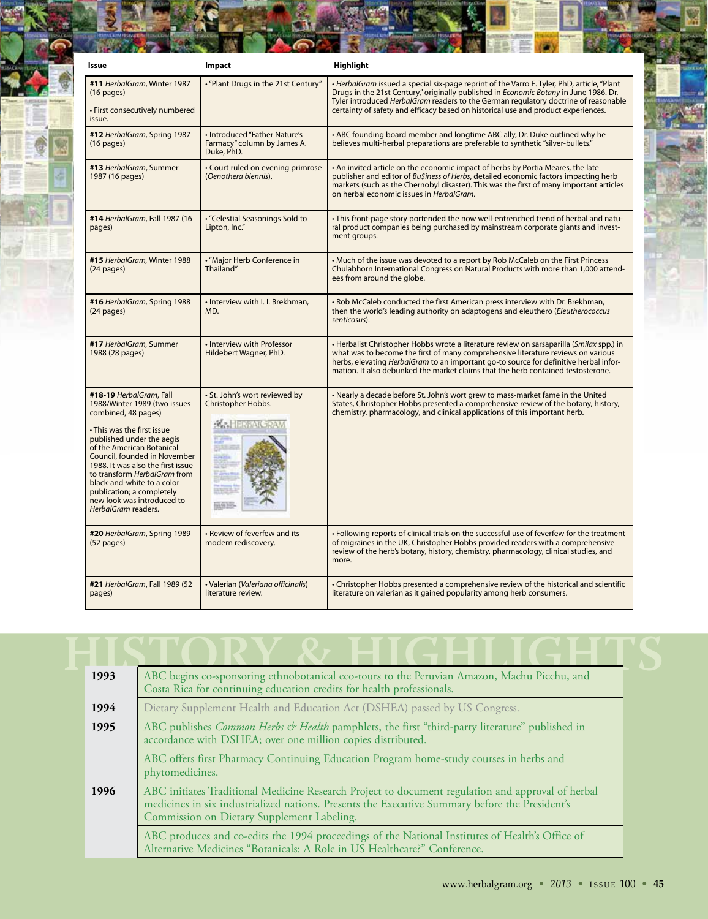| Issue | Impact | Highlight |
|---|---|---|
| **#11** *HerbalGram*, Winter 1987 (16 pages) • First consecutively numbered issue. | • "Plant Drugs in the 21st Century" | • *HerbalGram* issued a special six-page reprint of the Varro E. Tyler, PhD, article, "Plant Drugs in the 21st Century," originally published in *Economic Botany* in June 1986. Dr. Tyler introduced *HerbalGram* readers to the German regulatory doctrine of reasonable certainty of safety and efficacy based on historical use and product experiences. |
| **#12** *HerbalGram*, Spring 1987 (16 pages) | • Introduced "Father Nature's Farmacy" column by James A. Duke, PhD. | • ABC founding board member and longtime ABC ally, Dr. Duke outlined why he believes multi-herbal preparations are preferable to synthetic "silver-bullets." |
| **#13** *HerbalGram*, Summer 1987 (16 pages) | • Court ruled on evening primrose (*Oenothera biennis*). | • An invited article on the economic impact of herbs by Portia Meares, the late publisher and editor of *Bu$iness of Herbs*, detailed economic factors impacting herb markets (such as the Chernobyl disaster). This was the first of many important articles on herbal economic issues in *HerbalGram*. |
| **#14** *HerbalGram*, Fall 1987 (16 pages) | • "Celestial Seasonings Sold to Lipton, Inc." | • This front-page story portended the now well-entrenched trend of herbal and natural product companies being purchased by mainstream corporate giants and investment groups. |
| **#15** *HerbalGram*, Winter 1988 (24 pages) | • "Major Herb Conference in Thailand" | • Much of the issue was devoted to a report by Rob McCaleb on the First Princess Chulabhorn International Congress on Natural Products with more than 1,000 attendees from around the globe. |
| **#16** *HerbalGram*, Spring 1988 (24 pages) | • Interview with I. I. Brekhman, MD. | • Rob McCaleb conducted the first American press interview with Dr. Brekhman, then the world's leading authority on adaptogens and eleuthero (*Eleutherococcus senticosus*). |
| **#17** *HerbalGram*, Summer 1988 (28 pages) | • Interview with Professor Hildebert Wagner, PhD. | • Herbalist Christopher Hobbs wrote a literature review on sarsaparilla (*Smilax* spp.) in what was to become the first of many comprehensive literature reviews on various herbs, elevating *HerbalGram* to an important go-to source for definitive herbal information. It also debunked the market claims that the herb contained testosterone. |
| **#18-19** *HerbalGram*, Fall 1988/Winter 1989 (two issues combined, 48 pages) • This was the first issue published under the aegis of the American Botanical Council, founded in November 1988. It was also the first issue to transform *HerbalGram* from black-and-white to a color publication; a completely new look was introduced to *HerbalGram* readers. | • St. John's wort reviewed by Christopher Hobbs. | • Nearly a decade before St. John's wort grew to mass-market fame in the United States, Christopher Hobbs presented a comprehensive review of the botany, history, chemistry, pharmacology, and clinical applications of this important herb. |
| **#20** *HerbalGram*, Spring 1989 (52 pages) | • Review of feverfew and its modern rediscovery. | • Following reports of clinical trials on the successful use of feverfew for the treatment of migraines in the UK, Christopher Hobbs provided readers with a comprehensive review of the herb's botany, history, chemistry, pharmacology, clinical studies, and more. |
| **#21** *HerbalGram*, Fall 1989 (52 pages) | • Valerian (*Valeriana officinalis*) literature review. | • Christopher Hobbs presented a comprehensive review of the historical and scientific literature on valerian as it gained popularity among herb consumers. |

# HISTORY & HIGHLIGHTS

| | |
|---|---|
| **1993** | ABC begins co-sponsoring ethnobotanical eco-tours to the Peruvian Amazon, Machu Picchu, and Costa Rica for continuing education credits for health professionals. |
| **1994** | Dietary Supplement Health and Education Act (DSHEA) passed by US Congress. |
| **1995** | ABC publishes *Common Herbs & Health* pamphlets, the first "third-party literature" published in accordance with DSHEA; over one million copies distributed. |
| | ABC offers first Pharmacy Continuing Education Program home-study courses in herbs and phytomedicines. |
| **1996** | ABC initiates Traditional Medicine Research Project to document regulation and approval of herbal medicines in six industrialized nations. Presents the Executive Summary before the President's Commission on Dietary Supplement Labeling. |
| | ABC produces and co-edits the 1994 proceedings of the National Institutes of Health's Office of Alternative Medicines "Botanicals: A Role in US Healthcare?" Conference. |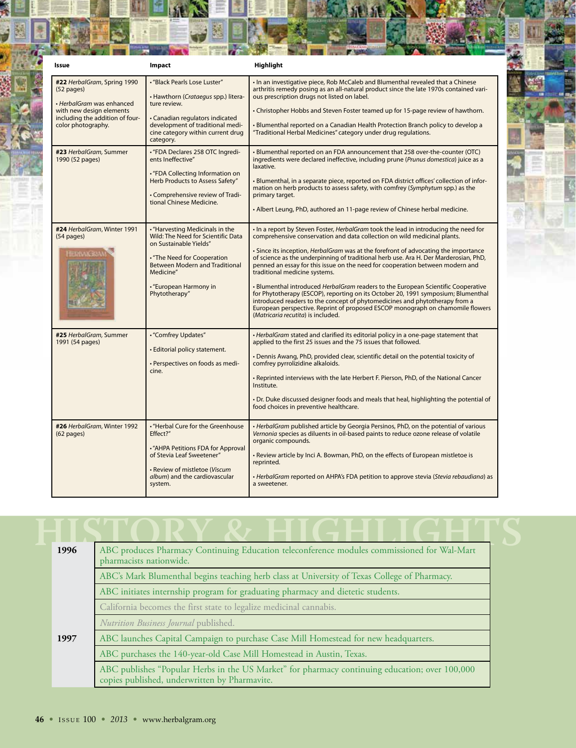| Issue | Impact | Highlight |
|---|---|---|
| **#22** *HerbalGram*, Spring 1990 (52 pages) • *HerbalGram* was enhanced with new design elements including the addition of four-color photography. | • "Black Pearls Lose Luster" • Hawthorn (*Crataegus* spp.) literature review. • Canadian regulators indicated development of traditional medicine category within current drug category. | • In an investigative piece, Rob McCaleb and Blumenthal revealed that a Chinese arthritis remedy posing as an all-natural product since the late 1970s contained various prescription drugs not listed on label. • Christopher Hobbs and Steven Foster teamed up for 15-page review of hawthorn. • Blumenthal reported on a Canadian Health Protection Branch policy to develop a "Traditional Herbal Medicines" category under drug regulations. |
| **#23** *HerbalGram*, Summer 1990 (52 pages) | • "FDA Declares 258 OTC Ingredients Ineffective" • "FDA Collecting Information on Herb Products to Assess Safety" • Comprehensive review of Traditional Chinese Medicine. | • Blumenthal reported on an FDA announcement that 258 over-the-counter (OTC) ingredients were declared ineffective, including prune (*Prunus domestica*) juice as a laxative. • Blumenthal, in a separate piece, reported on FDA district offices' collection of information on herb products to assess safety, with comfrey (*Symphytum* spp.) as the primary target. • Albert Leung, PhD, authored an 11-page review of Chinese herbal medicine. |
| **#24** *HerbalGram*, Winter 1991 (54 pages) | • "Harvesting Medicinals in the Wild: The Need for Scientific Data on Sustainable Yields" • "The Need for Cooperation Between Modern and Traditional Medicine" • "European Harmony in Phytotherapy" | • In a report by Steven Foster, *HerbalGram* took the lead in introducing the need for comprehensive conservation and data collection on wild medicinal plants. • Since its inception, *HerbalGram* was at the forefront of advocating the importance of science as the underpinning of traditional herb use. Ara H. Der Marderosian, PhD, penned an essay for this issue on the need for cooperation between modern and traditional medicine systems. • Blumenthal introduced *HerbalGram* readers to the European Scientific Cooperative for Phytotherapy (ESCOP), reporting on its October 20, 1991 symposium; Blumenthal introduced readers to the concept of phytomedicines and phytotherapy from a European perspective. Reprint of proposed ESCOP monograph on chamomile flowers (*Matricaria recutita*) is included. |
| **#25** *HerbalGram*, Summer 1991 (54 pages) | • "Comfrey Updates" • Editorial policy statement. • Perspectives on foods as medicine. | • *HerbalGram* stated and clarified its editorial policy in a one-page statement that applied to the first 25 issues and the 75 issues that followed. • Dennis Awang, PhD, provided clear, scientific detail on the potential toxicity of comfrey pyrrolizidine alkaloids. • Reprinted interviews with the late Herbert F. Pierson, PhD, of the National Cancer Institute. • Dr. Duke discussed designer foods and meals that heal, highlighting the potential of food choices in preventive healthcare. |
| **#26** *HerbalGram*, Winter 1992 (62 pages) | • "Herbal Cure for the Greenhouse Effect?" • "AHPA Petitions FDA for Approval of Stevia Leaf Sweetener" • Review of mistletoe (*Viscum album*) and the cardiovascular system. | • *HerbalGram* published article by Georgia Persinos, PhD, on the potential of various *Vernonia* species as diluents in oil-based paints to reduce ozone release of volatile organic compounds. • Review article by Inci A. Bowman, PhD, on the effects of European mistletoe is reprinted. • *HerbalGram* reported on AHPA's FDA petition to approve stevia (*Stevia rebaudiana*) as a sweetener. |

# HISTORY & HIGHLIGHTS

| Year | Event |
|---|---|
| **1996** | ABC produces Pharmacy Continuing Education teleconference modules commissioned for Wal-Mart pharmacists nationwide. |
| | ABC's Mark Blumenthal begins teaching herb class at University of Texas College of Pharmacy. |
| | ABC initiates internship program for graduating pharmacy and dietetic students. |
| | California becomes the first state to legalize medicinal cannabis. |
| | *Nutrition Business Journal* published. |
| **1997** | ABC launches Capital Campaign to purchase Case Mill Homestead for new headquarters. |
| | ABC purchases the 140-year-old Case Mill Homestead in Austin, Texas. |
| | ABC publishes "Popular Herbs in the US Market" for pharmacy continuing education; over 100,000 copies published, underwritten by Pharmavite. |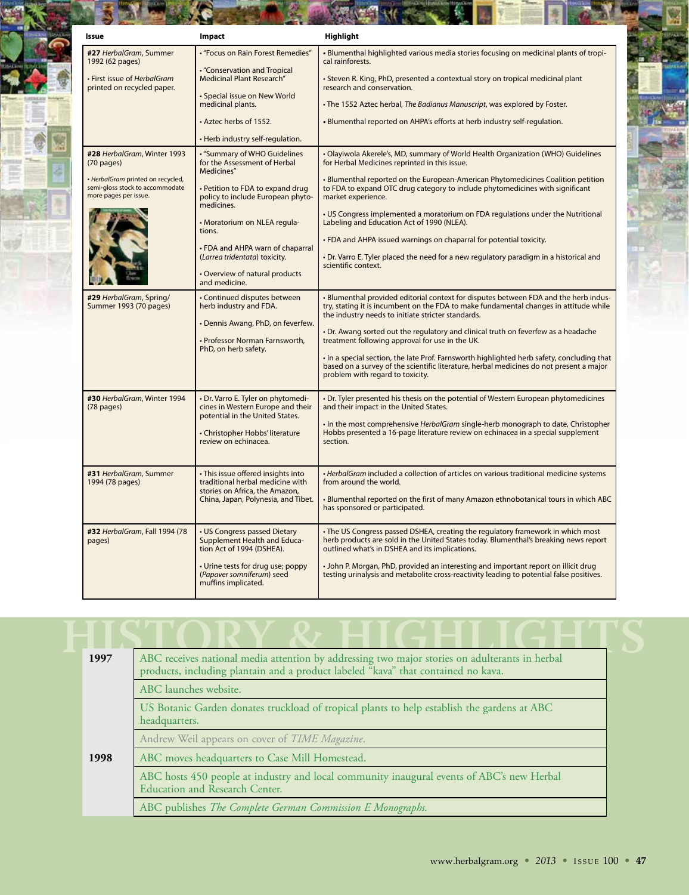| Issue | Impact | Highlight |
| --- | --- | --- |
| **#27** *HerbalGram*, Summer 1992 (62 pages)<br>• First issue of *HerbalGram* printed on recycled paper. | • "Focus on Rain Forest Remedies"<br>• "Conservation and Tropical Medicinal Plant Research"<br>• Special issue on New World medicinal plants.<br>• Aztec herbs of 1552.<br>• Herb industry self-regulation. | • Blumenthal highlighted various media stories focusing on medicinal plants of tropical rainforests.<br>• Steven R. King, PhD, presented a contextual story on tropical medicinal plant research and conservation.<br>• The 1552 Aztec herbal, *The Badianus Manuscript*, was explored by Foster.<br>• Blumenthal reported on AHPA's efforts at herb industry self-regulation. |
| **#28** *HerbalGram*, Winter 1993 (70 pages)<br>• *HerbalGram* printed on recycled, semi-gloss stock to accommodate more pages per issue. | • "Summary of WHO Guidelines for the Assessment of Herbal Medicines"<br>• Petition to FDA to expand drug policy to include European phytomedicines.<br>• Moratorium on NLEA regulations.<br>• FDA and AHPA warn of chaparral (*Larrea tridentata*) toxicity.<br>• Overview of natural products and medicine. | • Olayiwola Akerele's, MD, summary of World Health Organization (WHO) Guidelines for Herbal Medicines reprinted in this issue.<br>• Blumenthal reported on the European-American Phytomedicines Coalition petition to FDA to expand OTC drug category to include phytomedicines with significant market experience.<br>• US Congress implemented a moratorium on FDA regulations under the Nutritional Labeling and Education Act of 1990 (NLEA).<br>• FDA and AHPA issued warnings on chaparral for potential toxicity.<br>• Dr. Varro E. Tyler placed the need for a new regulatory paradigm in a historical and scientific context. |
| **#29** *HerbalGram*, Spring/Summer 1993 (70 pages) | • Continued disputes between herb industry and FDA.<br>• Dennis Awang, PhD, on feverfew.<br>• Professor Norman Farnsworth, PhD, on herb safety. | • Blumenthal provided editorial context for disputes between FDA and the herb industry, stating it is incumbent on the FDA to make fundamental changes in attitude while the industry needs to initiate stricter standards.<br>• Dr. Awang sorted out the regulatory and clinical truth on feverfew as a headache treatment following approval for use in the UK.<br>• In a special section, the late Prof. Farnsworth highlighted herb safety, concluding that based on a survey of the scientific literature, herbal medicines do not present a major problem with regard to toxicity. |
| **#30** *HerbalGram*, Winter 1994 (78 pages) | • Dr. Varro E. Tyler on phytomedicines in Western Europe and their potential in the United States.<br>• Christopher Hobbs' literature review on echinacea. | • Dr. Tyler presented his thesis on the potential of Western European phytomedicines and their impact in the United States.<br>• In the most comprehensive *HerbalGram* single-herb monograph to date, Christopher Hobbs presented a 16-page literature review on echinacea in a special supplement section. |
| **#31** *HerbalGram*, Summer 1994 (78 pages) | • This issue offered insights into traditional herbal medicine with stories on Africa, the Amazon, China, Japan, Polynesia, and Tibet. | • *HerbalGram* included a collection of articles on various traditional medicine systems from around the world.<br>• Blumenthal reported on the first of many Amazon ethnobotanical tours in which ABC has sponsored or participated. |
| **#32** *HerbalGram*, Fall 1994 (78 pages) | • US Congress passed Dietary Supplement Health and Education Act of 1994 (DSHEA).<br>• Urine tests for drug use; poppy (*Papaver somniferum*) seed muffins implicated. | • The US Congress passed DSHEA, creating the regulatory framework in which most herb products are sold in the United States today. Blumenthal's breaking news report outlined what's in DSHEA and its implications.<br>• John P. Morgan, PhD, provided an interesting and important report on illicit drug testing urinalysis and metabolite cross-reactivity leading to potential false positives. |

# HISTORY & HIGHLIGHTS

| | |
| --- | --- |
| **1997** | ABC receives national media attention by addressing two major stories on adulterants in herbal products, including plantain and a product labeled "kava" that contained no kava. |
| | ABC launches website. |
| | US Botanic Garden donates truckload of tropical plants to help establish the gardens at ABC headquarters. |
| | Andrew Weil appears on cover of *TIME Magazine*. |
| **1998** | ABC moves headquarters to Case Mill Homestead. |
| | ABC hosts 450 people at industry and local community inaugural events of ABC's new Herbal Education and Research Center. |
| | ABC publishes *The Complete German Commission E Monographs*. |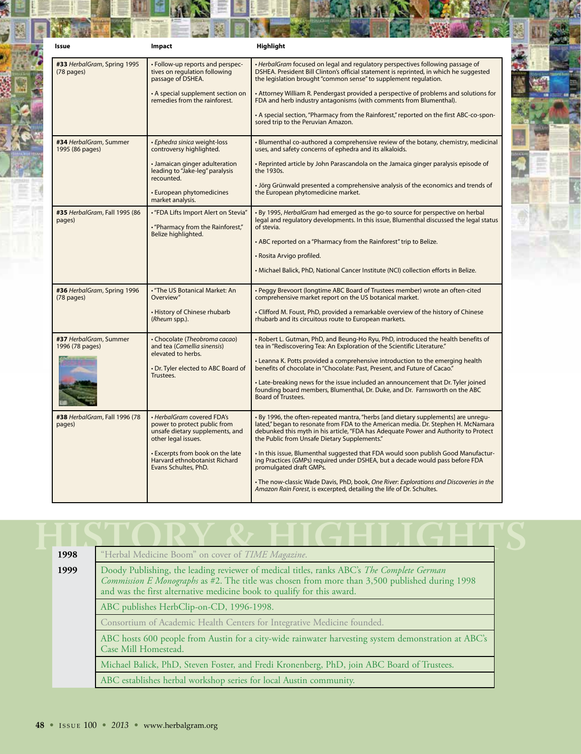| Issue | Impact | Highlight |
|---|---|---|
| **#33** *HerbalGram*, Spring 1995 (78 pages) | • Follow-up reports and perspectives on regulation following passage of DSHEA. <br> • A special supplement section on remedies from the rainforest. | • *HerbalGram* focused on legal and regulatory perspectives following passage of DSHEA. President Bill Clinton's official statement is reprinted, in which he suggested the legislation brought "common sense" to supplement regulation. <br> • Attorney William R. Pendergast provided a perspective of problems and solutions for FDA and herb industry antagonisms (with comments from Blumenthal). <br> • A special section, "Pharmacy from the Rainforest," reported on the first ABC-co-sponsored trip to the Peruvian Amazon. |
| **#34** *HerbalGram*, Summer 1995 (86 pages) | • *Ephedra sinica* weight-loss controversy highlighted. <br> • Jamaican ginger adulteration leading to "Jake-leg" paralysis recounted. <br> • European phytomedicines market analysis. | • Blumenthal co-authored a comprehensive review of the botany, chemistry, medicinal uses, and safety concerns of ephedra and its alkaloids. <br> • Reprinted article by John Parascandola on the Jamaica ginger paralysis episode of the 1930s. <br> • Jörg Grünwald presented a comprehensive analysis of the economics and trends of the European phytomedicine market. |
| **#35** *HerbalGram*, Fall 1995 (86 pages) | • "FDA Lifts Import Alert on Stevia" <br> • "Pharmacy from the Rainforest," Belize highlighted. | • By 1995, *HerbalGram* had emerged as the go-to source for perspective on herbal legal and regulatory developments. In this issue, Blumenthal discussed the legal status of stevia. <br> • ABC reported on a "Pharmacy from the Rainforest" trip to Belize. <br> • Rosita Arvigo profiled. <br> • Michael Balick, PhD, National Cancer Institute (NCI) collection efforts in Belize. |
| **#36** *HerbalGram*, Spring 1996 (78 pages) | • "The US Botanical Market: An Overview" <br> • History of Chinese rhubarb (*Rheum* spp.). | • Peggy Brevoort (longtime ABC Board of Trustees member) wrote an often-cited comprehensive market report on the US botanical market. <br> • Clifford M. Foust, PhD, provided a remarkable overview of the history of Chinese rhubarb and its circuitous route to European markets. |
| **#37** *HerbalGram*, Summer 1996 (78 pages) | • Chocolate (*Theobroma cacao*) and tea (*Camellia sinensis*) elevated to herbs. <br> • Dr. Tyler elected to ABC Board of Trustees. | • Robert L. Gutman, PhD, and Beung-Ho Ryu, PhD, introduced the health benefits of tea in "Rediscovering Tea: An Exploration of the Scientific Literature." <br> • Leanna K. Potts provided a comprehensive introduction to the emerging health benefits of chocolate in "Chocolate: Past, Present, and Future of Cacao." <br> • Late-breaking news for the issue included an announcement that Dr. Tyler joined founding board members, Blumenthal, Dr. Duke, and Dr. Farnsworth on the ABC Board of Trustees. |
| **#38** *HerbalGram*, Fall 1996 (78 pages) | • *HerbalGram* covered FDA's power to protect public from unsafe dietary supplements, and other legal issues. <br> • Excerpts from book on the late Harvard ethnobotanist Richard Evans Schultes, PhD. | • By 1996, the often-repeated mantra, "herbs [and dietary supplements] are unregulated," began to resonate from FDA to the American media. Dr. Stephen H. McNamara debunked this myth in his article, "FDA has Adequate Power and Authority to Protect the Public from Unsafe Dietary Supplements." <br> • In this issue, Blumenthal suggested that FDA would soon publish Good Manufacturing Practices (GMPs) required under DSHEA, but a decade would pass before FDA promulgated draft GMPs. <br> • The now-classic Wade Davis, PhD, book, *One River: Explorations and Discoveries in the Amazon Rain Forest*, is excerpted, detailing the life of Dr. Schultes. |

## HISTORY & HIGHLIGHTS

| Year | Event |
|---|---|
| **1998** | "Herbal Medicine Boom" on cover of *TIME Magazine*. |
| **1999** | Doody Publishing, the leading reviewer of medical titles, ranks ABC's *The Complete German Commission E Monographs* as #2. The title was chosen from more than 3,500 published during 1998 and was the first alternative medicine book to qualify for this award. |
| | ABC publishes HerbClip-on-CD, 1996-1998. |
| | Consortium of Academic Health Centers for Integrative Medicine founded. |
| | ABC hosts 600 people from Austin for a city-wide rainwater harvesting system demonstration at ABC's Case Mill Homestead. |
| | Michael Balick, PhD, Steven Foster, and Fredi Kronenberg, PhD, join ABC Board of Trustees. |
| | ABC establishes herbal workshop series for local Austin community. |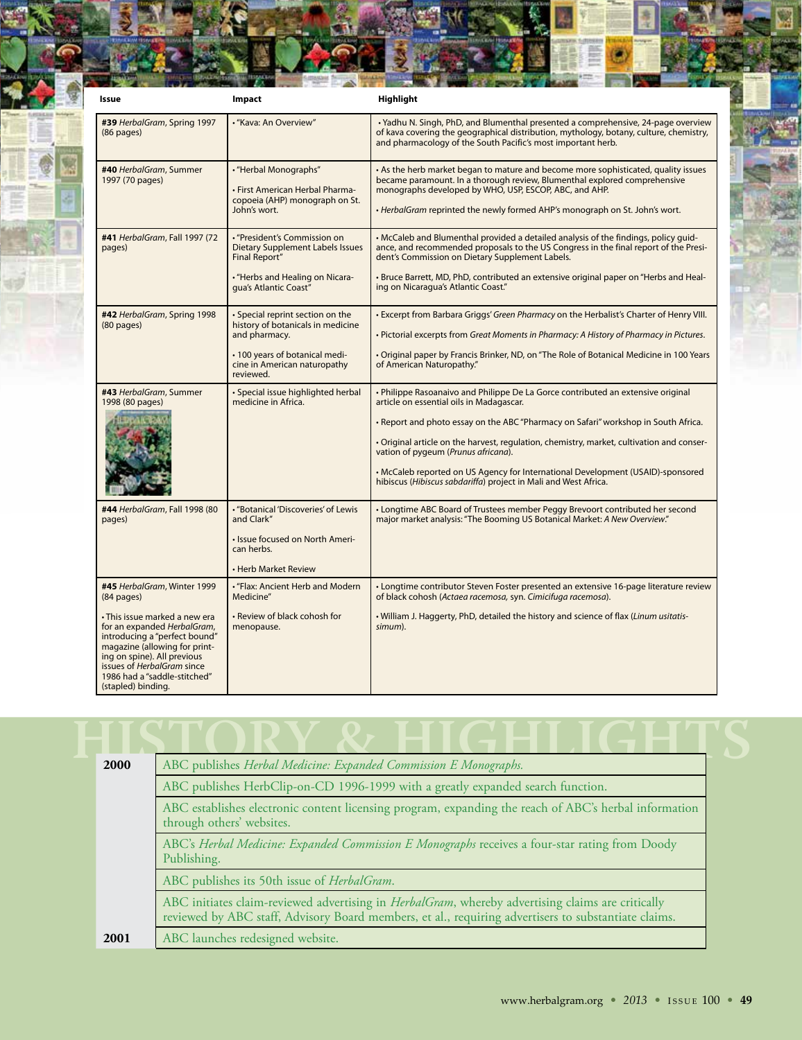| Issue | Impact | Highlight |
|---|---|---|
| **#39** *HerbalGram*, Spring 1997 (86 pages) | • "Kava: An Overview" | • Yadhu N. Singh, PhD, and Blumenthal presented a comprehensive, 24-page overview of kava covering the geographical distribution, mythology, botany, culture, chemistry, and pharmacology of the South Pacific's most important herb. |
| **#40** *HerbalGram*, Summer 1997 (70 pages) | • "Herbal Monographs"<br><br>• First American Herbal Pharmacopoeia (AHP) monograph on St. John's wort. | • As the herb market began to mature and become more sophisticated, quality issues became paramount. In a thorough review, Blumenthal explored comprehensive monographs developed by WHO, USP, ESCOP, ABC, and AHP.<br><br>• *HerbalGram* reprinted the newly formed AHP's monograph on St. John's wort. |
| **#41** *HerbalGram*, Fall 1997 (72 pages) | • "President's Commission on Dietary Supplement Labels Issues Final Report"<br><br>• "Herbs and Healing on Nicaragua's Atlantic Coast" | • McCaleb and Blumenthal provided a detailed analysis of the findings, policy guidance, and recommended proposals to the US Congress in the final report of the President's Commission on Dietary Supplement Labels.<br><br>• Bruce Barrett, MD, PhD, contributed an extensive original paper on "Herbs and Healing on Nicaragua's Atlantic Coast." |
| **#42** *HerbalGram*, Spring 1998 (80 pages) | • Special reprint section on the history of botanicals in medicine and pharmacy.<br><br>• 100 years of botanical medicine in American naturopathy reviewed. | • Excerpt from Barbara Griggs' *Green Pharmacy* on the Herbalist's Charter of Henry VIII.<br><br>• Pictorial excerpts from *Great Moments in Pharmacy: A History of Pharmacy in Pictures*.<br><br>• Original paper by Francis Brinker, ND, on "The Role of Botanical Medicine in 100 Years of American Naturopathy." |
| **#43** *HerbalGram*, Summer 1998 (80 pages) | • Special issue highlighted herbal medicine in Africa. | • Philippe Rasoanaivo and Philippe De La Gorce contributed an extensive original article on essential oils in Madagascar.<br><br>• Report and photo essay on the ABC "Pharmacy on Safari" workshop in South Africa.<br><br>• Original article on the harvest, regulation, chemistry, market, cultivation and conservation of pygeum (*Prunus africana*).<br><br>• McCaleb reported on US Agency for International Development (USAID)-sponsored hibiscus (*Hibiscus sabdariffa*) project in Mali and West Africa. |
| **#44** *HerbalGram*, Fall 1998 (80 pages) | • "Botanical 'Discoveries' of Lewis and Clark"<br><br>• Issue focused on North American herbs.<br><br>• Herb Market Review | • Longtime ABC Board of Trustees member Peggy Brevoort contributed her second major market analysis: "The Booming US Botanical Market: *A New Overview*." |
| **#45** *HerbalGram*, Winter 1999 (84 pages)<br><br>• This issue marked a new era for an expanded *HerbalGram*, introducing a "perfect bound" magazine (allowing for printing on spine). All previous issues of *HerbalGram* since 1986 had a "saddle-stitched" (stapled) binding. | • "Flax: Ancient Herb and Modern Medicine"<br><br>• Review of black cohosh for menopause. | • Longtime contributor Steven Foster presented an extensive 16-page literature review of black cohosh (*Actaea racemosa*, syn. *Cimicifuga racemosa*).<br><br>• William J. Haggerty, PhD, detailed the history and science of flax (*Linum usitatissimum*). |

## HISTORY & HIGHLIGHTS

| Year | Event |
|---|---|
| **2000** | ABC publishes *Herbal Medicine: Expanded Commission E Monographs.* |
| | ABC publishes HerbClip-on-CD 1996-1999 with a greatly expanded search function. |
| | ABC establishes electronic content licensing program, expanding the reach of ABC's herbal information through others' websites. |
| | ABC's *Herbal Medicine: Expanded Commission E Monographs* receives a four-star rating from Doody Publishing. |
| | ABC publishes its 50th issue of *HerbalGram*. |
| | ABC initiates claim-reviewed advertising in *HerbalGram*, whereby advertising claims are critically reviewed by ABC staff, Advisory Board members, et al., requiring advertisers to substantiate claims. |
| **2001** | ABC launches redesigned website. |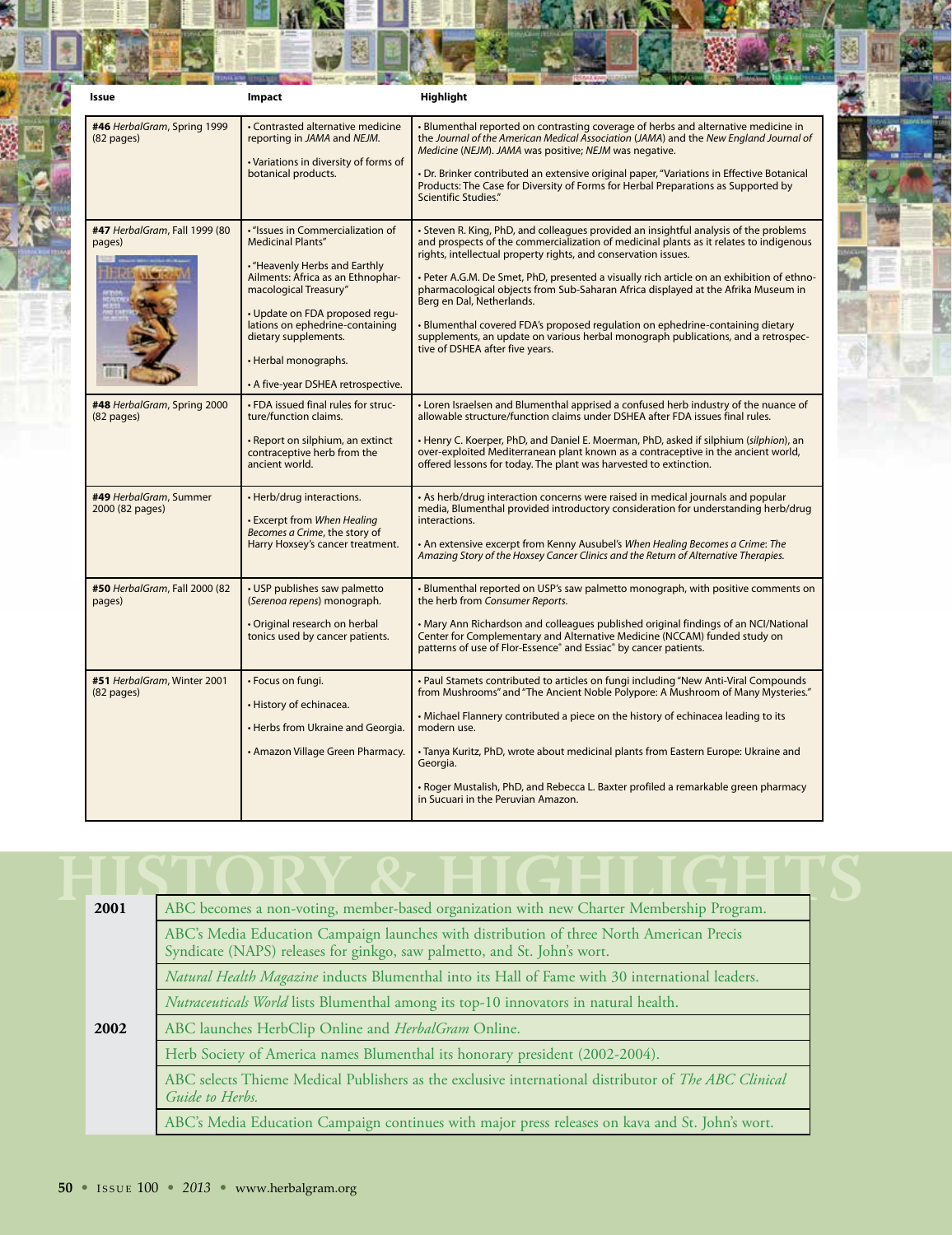| Issue | Impact | Highlight |
|---|---|---|
| **#46** *HerbalGram*, Spring 1999 (82 pages) | • Contrasted alternative medicine reporting in *JAMA* and *NEJM*.<br><br>• Variations in diversity of forms of botanical products. | • Blumenthal reported on contrasting coverage of herbs and alternative medicine in the *Journal of the American Medical Association* (*JAMA*) and the *New England Journal of Medicine* (*NEJM*). *JAMA* was positive; *NEJM* was negative.<br><br>• Dr. Brinker contributed an extensive original paper, "Variations in Effective Botanical Products: The Case for Diversity of Forms for Herbal Preparations as Supported by Scientific Studies." |
| **#47** *HerbalGram*, Fall 1999 (80 pages) | • "Issues in Commercialization of Medicinal Plants"<br><br>• "Heavenly Herbs and Earthly Ailments: Africa as an Ethnopharmacological Treasury"<br><br>• Update on FDA proposed regulations on ephedrine-containing dietary supplements.<br><br>• Herbal monographs.<br><br>• A five-year DSHEA retrospective. | • Steven R. King, PhD, and colleagues provided an insightful analysis of the problems and prospects of the commercialization of medicinal plants as it relates to indigenous rights, intellectual property rights, and conservation issues.<br><br>• Peter A.G.M. De Smet, PhD, presented a visually rich article on an exhibition of ethnopharmacological objects from Sub-Saharan Africa displayed at the Afrika Museum in Berg en Dal, Netherlands.<br><br>• Blumenthal covered FDA's proposed regulation on ephedrine-containing dietary supplements, an update on various herbal monograph publications, and a retrospective of DSHEA after five years. |
| **#48** *HerbalGram*, Spring 2000 (82 pages) | • FDA issued final rules for structure/function claims.<br><br>• Report on silphium, an extinct contraceptive herb from the ancient world. | • Loren Israelsen and Blumenthal apprised a confused herb industry of the nuance of allowable structure/function claims under DSHEA after FDA issues final rules.<br><br>• Henry C. Koerper, PhD, and Daniel E. Moerman, PhD, asked if silphium (*silphion*), an over-exploited Mediterranean plant known as a contraceptive in the ancient world, offered lessons for today. The plant was harvested to extinction. |
| **#49** *HerbalGram*, Summer 2000 (82 pages) | • Herb/drug interactions.<br><br>• Excerpt from *When Healing Becomes a Crime*, the story of Harry Hoxsey's cancer treatment. | • As herb/drug interaction concerns were raised in medical journals and popular media, Blumenthal provided introductory consideration for understanding herb/drug interactions.<br><br>• An extensive excerpt from Kenny Ausubel's *When Healing Becomes a Crime*: *The Amazing Story of the Hoxsey Cancer Clinics and the Return of Alternative Therapies.* |
| **#50** *HerbalGram*, Fall 2000 (82 pages) | • USP publishes saw palmetto (*Serenoa repens*) monograph.<br><br>• Original research on herbal tonics used by cancer patients. | • Blumenthal reported on USP's saw palmetto monograph, with positive comments on the herb from *Consumer Reports.*<br><br>• Mary Ann Richardson and colleagues published original findings of an NCI/National Center for Complementary and Alternative Medicine (NCCAM) funded study on patterns of use of Flor-Essence® and Essiac® by cancer patients. |
| **#51** *HerbalGram*, Winter 2001 (82 pages) | • Focus on fungi.<br><br>• History of echinacea.<br><br>• Herbs from Ukraine and Georgia.<br><br>• Amazon Village Green Pharmacy. | • Paul Stamets contributed to articles on fungi including "New Anti-Viral Compounds from Mushrooms" and "The Ancient Noble Polypore: A Mushroom of Many Mysteries."<br><br>• Michael Flannery contributed a piece on the history of echinacea leading to its modern use.<br><br>• Tanya Kuritz, PhD, wrote about medicinal plants from Eastern Europe: Ukraine and Georgia.<br><br>• Roger Mustalish, PhD, and Rebecca L. Baxter profiled a remarkable green pharmacy in Sucuari in the Peruvian Amazon. |

# HISTORY & HIGHLIGHTS

| Year | Event |
|---|---|
| **2001** | ABC becomes a non-voting, member-based organization with new Charter Membership Program. |
| | ABC's Media Education Campaign launches with distribution of three North American Precis Syndicate (NAPS) releases for ginkgo, saw palmetto, and St. John's wort. |
| | *Natural Health Magazine* inducts Blumenthal into its Hall of Fame with 30 international leaders. |
| | *Nutraceuticals World* lists Blumenthal among its top-10 innovators in natural health. |
| **2002** | ABC launches HerbClip Online and *HerbalGram* Online. |
| | Herb Society of America names Blumenthal its honorary president (2002-2004). |
| | ABC selects Thieme Medical Publishers as the exclusive international distributor of *The ABC Clinical Guide to Herbs.* |
| | ABC's Media Education Campaign continues with major press releases on kava and St. John's wort. |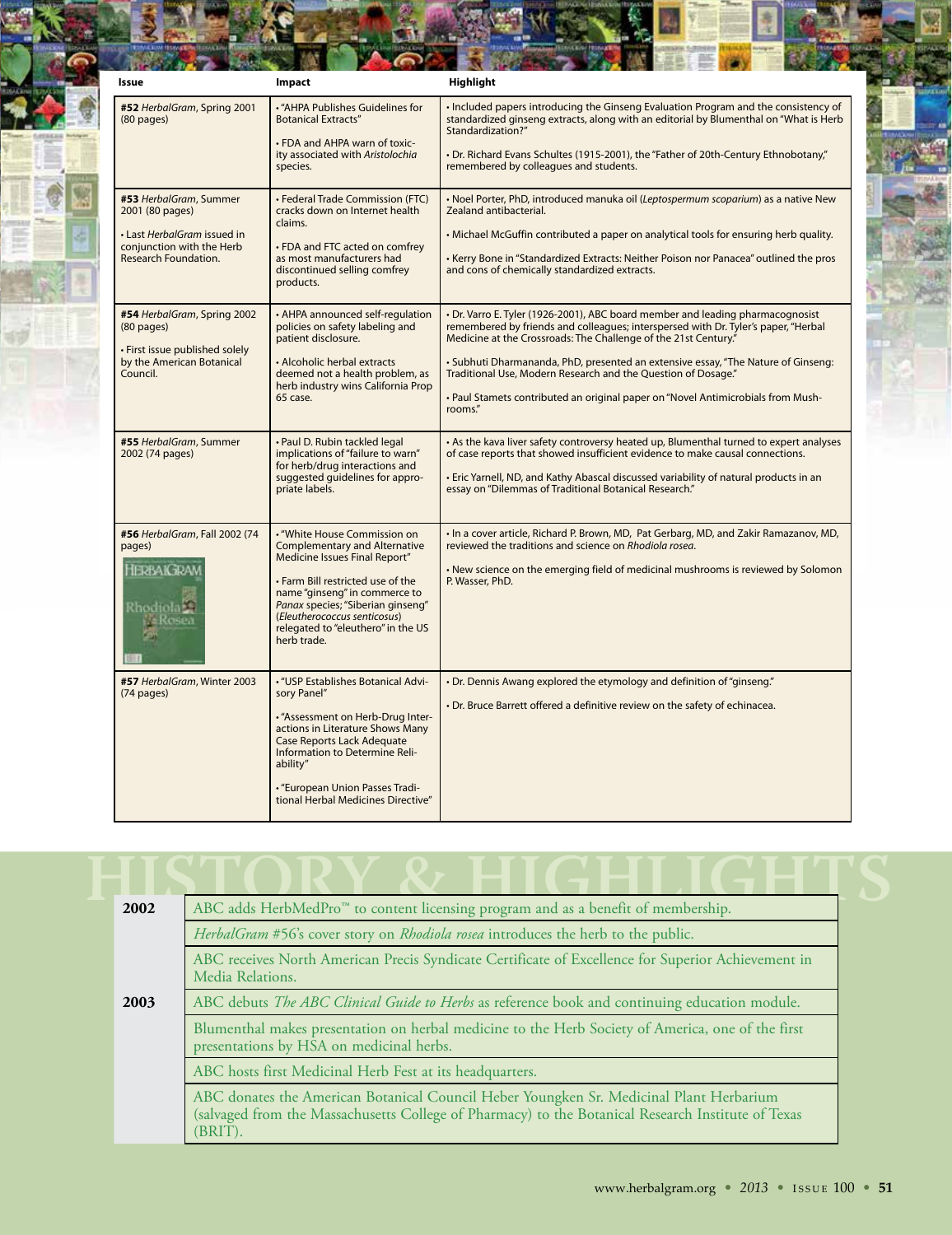| Issue | Impact | Highlight |
|---|---|---|
| **#52** *HerbalGram*, Spring 2001 (80 pages) | • "AHPA Publishes Guidelines for Botanical Extracts"<br><br>• FDA and AHPA warn of toxicity associated with *Aristolochia* species. | • Included papers introducing the Ginseng Evaluation Program and the consistency of standardized ginseng extracts, along with an editorial by Blumenthal on "What is Herb Standardization?"<br><br>• Dr. Richard Evans Schultes (1915-2001), the "Father of 20th-Century Ethnobotany," remembered by colleagues and students. |
| **#53** *HerbalGram*, Summer 2001 (80 pages)<br><br>• Last *HerbalGram* issued in conjunction with the Herb Research Foundation. | • Federal Trade Commission (FTC) cracks down on Internet health claims.<br><br>• FDA and FTC acted on comfrey as most manufacturers had discontinued selling comfrey products. | • Noel Porter, PhD, introduced manuka oil (*Leptospermum scoparium*) as a native New Zealand antibacterial.<br><br>• Michael McGuffin contributed a paper on analytical tools for ensuring herb quality.<br><br>• Kerry Bone in "Standardized Extracts: Neither Poison nor Panacea" outlined the pros and cons of chemically standardized extracts. |
| **#54** *HerbalGram*, Spring 2002 (80 pages)<br><br>• First issue published solely by the American Botanical Council. | • AHPA announced self-regulation policies on safety labeling and patient disclosure.<br><br>• Alcoholic herbal extracts deemed not a health problem, as herb industry wins California Prop 65 case. | • Dr. Varro E. Tyler (1926-2001), ABC board member and leading pharmacognosist remembered by friends and colleagues; interspersed with Dr. Tyler's paper, "Herbal Medicine at the Crossroads: The Challenge of the 21st Century."<br><br>• Subhuti Dharmananda, PhD, presented an extensive essay, "The Nature of Ginseng: Traditional Use, Modern Research and the Question of Dosage."<br><br>• Paul Stamets contributed an original paper on "Novel Antimicrobials from Mushrooms." |
| **#55** *HerbalGram*, Summer 2002 (74 pages) | • Paul D. Rubin tackled legal implications of "failure to warn" for herb/drug interactions and suggested guidelines for appropriate labels. | • As the kava liver safety controversy heated up, Blumenthal turned to expert analyses of case reports that showed insufficient evidence to make causal connections.<br><br>• Eric Yarnell, ND, and Kathy Abascal discussed variability of natural products in an essay on "Dilemmas of Traditional Botanical Research." |
| **#56** *HerbalGram*, Fall 2002 (74 pages) | • "White House Commission on Complementary and Alternative Medicine Issues Final Report"<br><br>• Farm Bill restricted use of the name "ginseng" in commerce to *Panax* species; "Siberian ginseng" (*Eleutherococcus senticosus*) relegated to "eleuthero" in the US herb trade. | • In a cover article, Richard P. Brown, MD, Pat Gerbarg, MD, and Zakir Ramazanov, MD, reviewed the traditions and science on *Rhodiola rosea*.<br><br>• New science on the emerging field of medicinal mushrooms is reviewed by Solomon P. Wasser, PhD. |
| **#57** *HerbalGram*, Winter 2003 (74 pages) | • "USP Establishes Botanical Advisory Panel"<br><br>• "Assessment on Herb-Drug Interactions in Literature Shows Many Case Reports Lack Adequate Information to Determine Reliability"<br><br>• "European Union Passes Traditional Herbal Medicines Directive" | • Dr. Dennis Awang explored the etymology and definition of "ginseng."<br><br>• Dr. Bruce Barrett offered a definitive review on the safety of echinacea. |

## HISTORY & HIGHLIGHTS

| | |
|---|---|
| **2002** | ABC adds HerbMedPro™ to content licensing program and as a benefit of membership. |
| | *HerbalGram* #56's cover story on *Rhodiola rosea* introduces the herb to the public. |
| | ABC receives North American Precis Syndicate Certificate of Excellence for Superior Achievement in Media Relations. |
| **2003** | ABC debuts *The ABC Clinical Guide to Herbs* as reference book and continuing education module. |
| | Blumenthal makes presentation on herbal medicine to the Herb Society of America, one of the first presentations by HSA on medicinal herbs. |
| | ABC hosts first Medicinal Herb Fest at its headquarters. |
| | ABC donates the American Botanical Council Heber Youngken Sr. Medicinal Plant Herbarium (salvaged from the Massachusetts College of Pharmacy) to the Botanical Research Institute of Texas (BRIT). |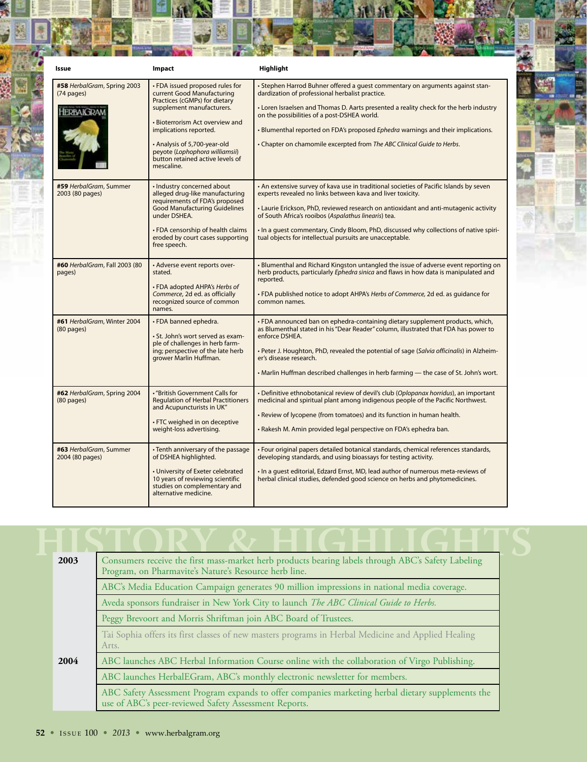| Issue | Impact | Highlight |
|---|---|---|
| **#58** *HerbalGram*, Spring 2003 (74 pages) | • FDA issued proposed rules for current Good Manufacturing Practices (cGMPs) for dietary supplement manufacturers. • Bioterrorism Act overview and implications reported. • Analysis of 5,700-year-old peyote (*Lophophora williamsii*) button retained active levels of mescaline. | • Stephen Harrod Buhner offered a guest commentary on arguments against standardization of professional herbalist practice. • Loren Israelsen and Thomas D. Aarts presented a reality check for the herb industry on the possibilities of a post-DSHEA world. • Blumenthal reported on FDA's proposed *Ephedra* warnings and their implications. • Chapter on chamomile excerpted from *The ABC Clinical Guide to Herbs*. |
| **#59** *HerbalGram*, Summer 2003 (80 pages) | • Industry concerned about alleged drug-like manufacturing requirements of FDA's proposed Good Manufacturing Guidelines under DSHEA. • FDA censorship of health claims eroded by court cases supporting free speech. | • An extensive survey of kava use in traditional societies of Pacific Islands by seven experts revealed no links between kava and liver toxicity. • Laurie Erickson, PhD, reviewed research on antioxidant and anti-mutagenic activity of South Africa's rooibos (*Aspalathus linearis*) tea. • In a guest commentary, Cindy Bloom, PhD, discussed why collections of native spiritual objects for intellectual pursuits are unacceptable. |
| **#60** *HerbalGram*, Fall 2003 (80 pages) | • Adverse event reports overstated. • FDA adopted AHPA's *Herbs of Commerce*, 2d ed. as officially recognized source of common names. | • Blumenthal and Richard Kingston untangled the issue of adverse event reporting on herb products, particularly *Ephedra sinica* and flaws in how data is manipulated and reported. • FDA published notice to adopt AHPA's *Herbs of Commerce*, 2d ed. as guidance for common names. |
| **#61** *HerbalGram*, Winter 2004 (80 pages) | • FDA banned ephedra. • St. John's wort served as example of challenges in herb farming; perspective of the late herb grower Marlin Huffman. | • FDA announced ban on ephedra-containing dietary supplement products, which, as Blumenthal stated in his "Dear Reader" column, illustrated that FDA has power to enforce DSHEA. • Peter J. Houghton, PhD, revealed the potential of sage (*Salvia officinalis*) in Alzheimer's disease research. • Marlin Huffman described challenges in herb farming — the case of St. John's wort. |
| **#62** *HerbalGram*, Spring 2004 (80 pages) | • "British Government Calls for Regulation of Herbal Practitioners and Acupuncturists in UK" • FTC weighed in on deceptive weight-loss advertising. | • Definitive ethnobotanical review of devil's club (*Oplopanax horridus*), an important medicinal and spiritual plant among indigenous people of the Pacific Northwest. • Review of lycopene (from tomatoes) and its function in human health. • Rakesh M. Amin provided legal perspective on FDA's ephedra ban. |
| **#63** *HerbalGram*, Summer 2004 (80 pages) | • Tenth anniversary of the passage of DSHEA highlighted. • University of Exeter celebrated 10 years of reviewing scientific studies on complementary and alternative medicine. | • Four original papers detailed botanical standards, chemical references standards, developing standards, and using bioassays for testing activity. • In a guest editorial, Edzard Ernst, MD, lead author of numerous meta-reviews of herbal clinical studies, defended good science on herbs and phytomedicines. |

# HISTORY & HIGHLIGHTS

| Year | Event |
|---|---|
| **2003** | Consumers receive the first mass-market herb products bearing labels through ABC's Safety Labeling Program, on Pharmavite's Nature's Resource herb line. |
| | ABC's Media Education Campaign generates 90 million impressions in national media coverage. |
| | Aveda sponsors fundraiser in New York City to launch *The ABC Clinical Guide to Herbs*. |
| | Peggy Brevoort and Morris Shriftman join ABC Board of Trustees. |
| | Tai Sophia offers its first classes of new masters programs in Herbal Medicine and Applied Healing Arts. |
| **2004** | ABC launches ABC Herbal Information Course online with the collaboration of Virgo Publishing. |
| | ABC launches HerbalEGram, ABC's monthly electronic newsletter for members. |
| | ABC Safety Assessment Program expands to offer companies marketing herbal dietary supplements the use of ABC's peer-reviewed Safety Assessment Reports. |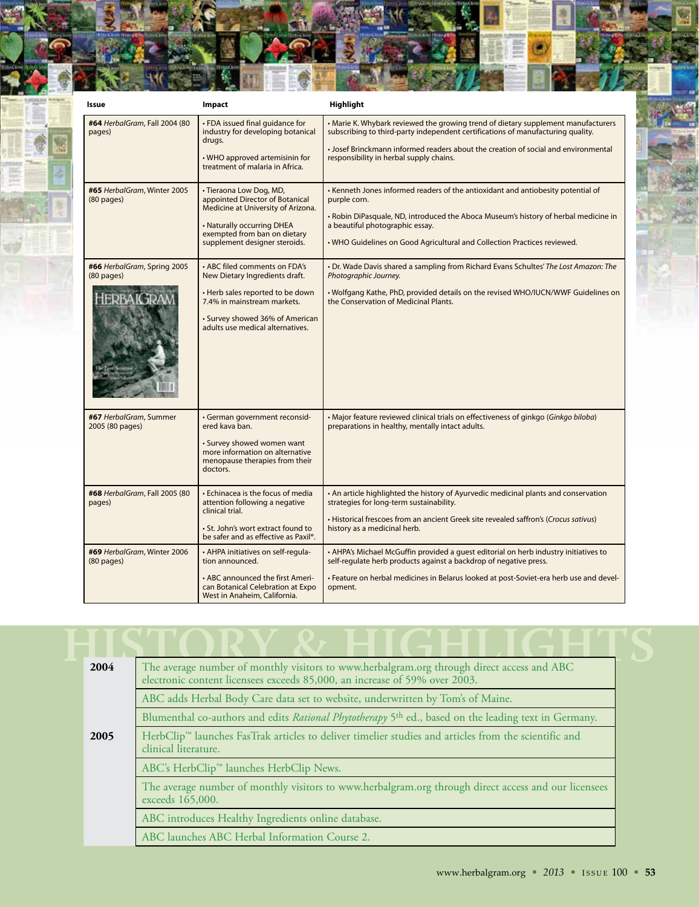| Issue | Impact | Highlight |
|---|---|---|
| **#64** *HerbalGram*, Fall 2004 (80 pages) | • FDA issued final guidance for industry for developing botanical drugs.<br>• WHO approved artemisinin for treatment of malaria in Africa. | • Marie K. Whybark reviewed the growing trend of dietary supplement manufacturers subscribing to third-party independent certifications of manufacturing quality.<br>• Josef Brinckmann informed readers about the creation of social and environmental responsibility in herbal supply chains. |
| **#65** *HerbalGram*, Winter 2005 (80 pages) | • Tieraona Low Dog, MD, appointed Director of Botanical Medicine at University of Arizona.<br>• Naturally occurring DHEA exempted from ban on dietary supplement designer steroids. | • Kenneth Jones informed readers of the antioxidant and antiobesity potential of purple corn.<br>• Robin DiPasquale, ND, introduced the Aboca Museum's history of herbal medicine in a beautiful photographic essay.<br>• WHO Guidelines on Good Agricultural and Collection Practices reviewed. |
| **#66** *HerbalGram*, Spring 2005 (80 pages) | • ABC filed comments on FDA's New Dietary Ingredients draft.<br>• Herb sales reported to be down 7.4% in mainstream markets.<br>• Survey showed 36% of American adults use medical alternatives. | • Dr. Wade Davis shared a sampling from Richard Evans Schultes' *The Lost Amazon: The Photographic Journey.*<br>• Wolfgang Kathe, PhD, provided details on the revised WHO/IUCN/WWF Guidelines on the Conservation of Medicinal Plants. |
| **#67** *HerbalGram*, Summer 2005 (80 pages) | • German government reconsidered kava ban.<br>• Survey showed women want more information on alternative menopause therapies from their doctors. | • Major feature reviewed clinical trials on effectiveness of ginkgo (*Ginkgo biloba*) preparations in healthy, mentally intact adults. |
| **#68** *HerbalGram*, Fall 2005 (80 pages) | • Echinacea is the focus of media attention following a negative clinical trial.<br>• St. John's wort extract found to be safer and as effective as Paxil®. | • An article highlighted the history of Ayurvedic medicinal plants and conservation strategies for long-term sustainability.<br>• Historical frescoes from an ancient Greek site revealed saffron's (*Crocus sativus*) history as a medicinal herb. |
| **#69** *HerbalGram*, Winter 2006 (80 pages) | • AHPA initiatives on self-regulation announced.<br>• ABC announced the first American Botanical Celebration at Expo West in Anaheim, California. | • AHPA's Michael McGuffin provided a guest editorial on herb industry initiatives to self-regulate herb products against a backdrop of negative press.<br>• Feature on herbal medicines in Belarus looked at post-Soviet-era herb use and development. |

# HISTORY & HIGHLIGHTS

| Year | Event |
|---|---|
| **2004** | The average number of monthly visitors to www.herbalgram.org through direct access and ABC electronic content licensees exceeds 85,000, an increase of 59% over 2003. |
| | ABC adds Herbal Body Care data set to website, underwritten by Tom's of Maine. |
| | Blumenthal co-authors and edits *Rational Phytotherapy* 5th ed., based on the leading text in Germany. |
| **2005** | HerbClip™ launches FasTrak articles to deliver timelier studies and articles from the scientific and clinical literature. |
| | ABC's HerbClip™ launches HerbClip News. |
| | The average number of monthly visitors to www.herbalgram.org through direct access and our licensees exceeds 165,000. |
| | ABC introduces Healthy Ingredients online database. |
| | ABC launches ABC Herbal Information Course 2. |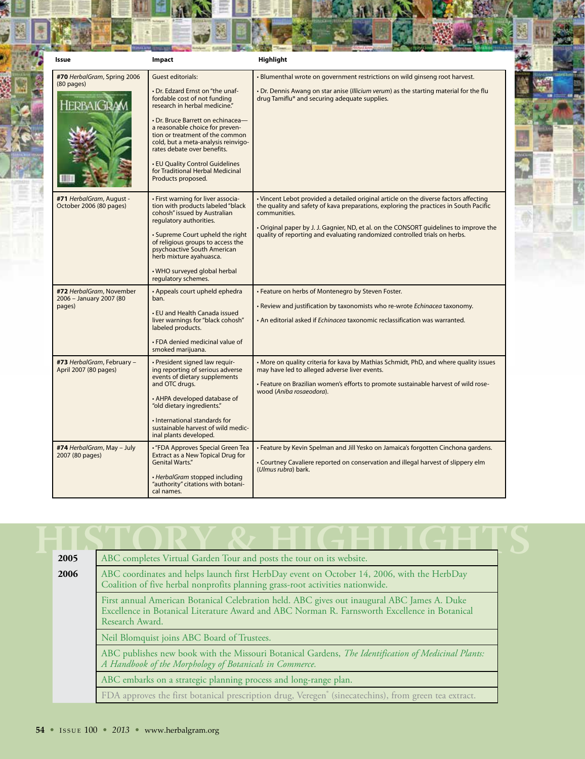| Issue | Impact | Highlight |
|---|---|---|
| **#70** *HerbalGram*, Spring 2006 (80 pages) | Guest editorials: • Dr. Edzard Ernst on "the unaffordable cost of not funding research in herbal medicine." • Dr. Bruce Barrett on echinacea—a reasonable choice for prevention or treatment of the common cold, but a meta-analysis reinvigorates debate over benefits. • EU Quality Control Guidelines for Traditional Herbal Medicinal Products proposed. | • Blumenthal wrote on government restrictions on wild ginseng root harvest. • Dr. Dennis Awang on star anise (*Illicium verum*) as the starting material for the flu drug Tamiflu® and securing adequate supplies. |
| **#71** *HerbalGram*, August - October 2006 (80 pages) | • First warning for liver association with products labeled "black cohosh" issued by Australian regulatory authorities. • Supreme Court upheld the right of religious groups to access the psychoactive South American herb mixture ayahuasca. • WHO surveyed global herbal regulatory schemes. | • Vincent Lebot provided a detailed original article on the diverse factors affecting the quality and safety of kava preparations, exploring the practices in South Pacific communities. • Original paper by J. J. Gagnier, ND, et al. on the CONSORT guidelines to improve the quality of reporting and evaluating randomized controlled trials on herbs. |
| **#72** *HerbalGram*, November 2006 – January 2007 (80 pages) | • Appeals court upheld ephedra ban. • EU and Health Canada issued liver warnings for "black cohosh" labeled products. • FDA denied medicinal value of smoked marijuana. | • Feature on herbs of Montenegro by Steven Foster. • Review and justification by taxonomists who re-wrote *Echinacea* taxonomy. • An editorial asked if *Echinacea* taxonomic reclassification was warranted. |
| **#73** *HerbalGram*, February – April 2007 (80 pages) | • President signed law requiring reporting of serious adverse events of dietary supplements and OTC drugs. • AHPA developed database of "old dietary ingredients." • International standards for sustainable harvest of wild medicinal plants developed. | • More on quality criteria for kava by Mathias Schmidt, PhD, and where quality issues may have led to alleged adverse liver events. • Feature on Brazilian women's efforts to promote sustainable harvest of wild rosewood (*Aniba rosaeodora*). |
| **#74** *HerbalGram*, May – July 2007 (80 pages) | • "FDA Approves Special Green Tea Extract as a New Topical Drug for Genital Warts." • *HerbalGram* stopped including "authority" citations with botanical names. | • Feature by Kevin Spelman and Jill Yesko on Jamaica's forgotten Cinchona gardens. • Courtney Cavaliere reported on conservation and illegal harvest of slippery elm (*Ulmus rubra*) bark. |

# HISTORY & HIGHLIGHTS

| Year | Event |
|---|---|
| **2005** | ABC completes Virtual Garden Tour and posts the tour on its website. |
| **2006** | ABC coordinates and helps launch first HerbDay event on October 14, 2006, with the HerbDay Coalition of five herbal nonprofits planning grass-root activities nationwide. |
| | First annual American Botanical Celebration held. ABC gives out inaugural ABC James A. Duke Excellence in Botanical Literature Award and ABC Norman R. Farnsworth Excellence in Botanical Research Award. |
| | Neil Blomquist joins ABC Board of Trustees. |
| | ABC publishes new book with the Missouri Botanical Gardens, *The Identification of Medicinal Plants: A Handbook of the Morphology of Botanicals in Commerce.* |
| | ABC embarks on a strategic planning process and long-range plan. |
| | FDA approves the first botanical prescription drug, Veregen® (sinecatechins), from green tea extract. |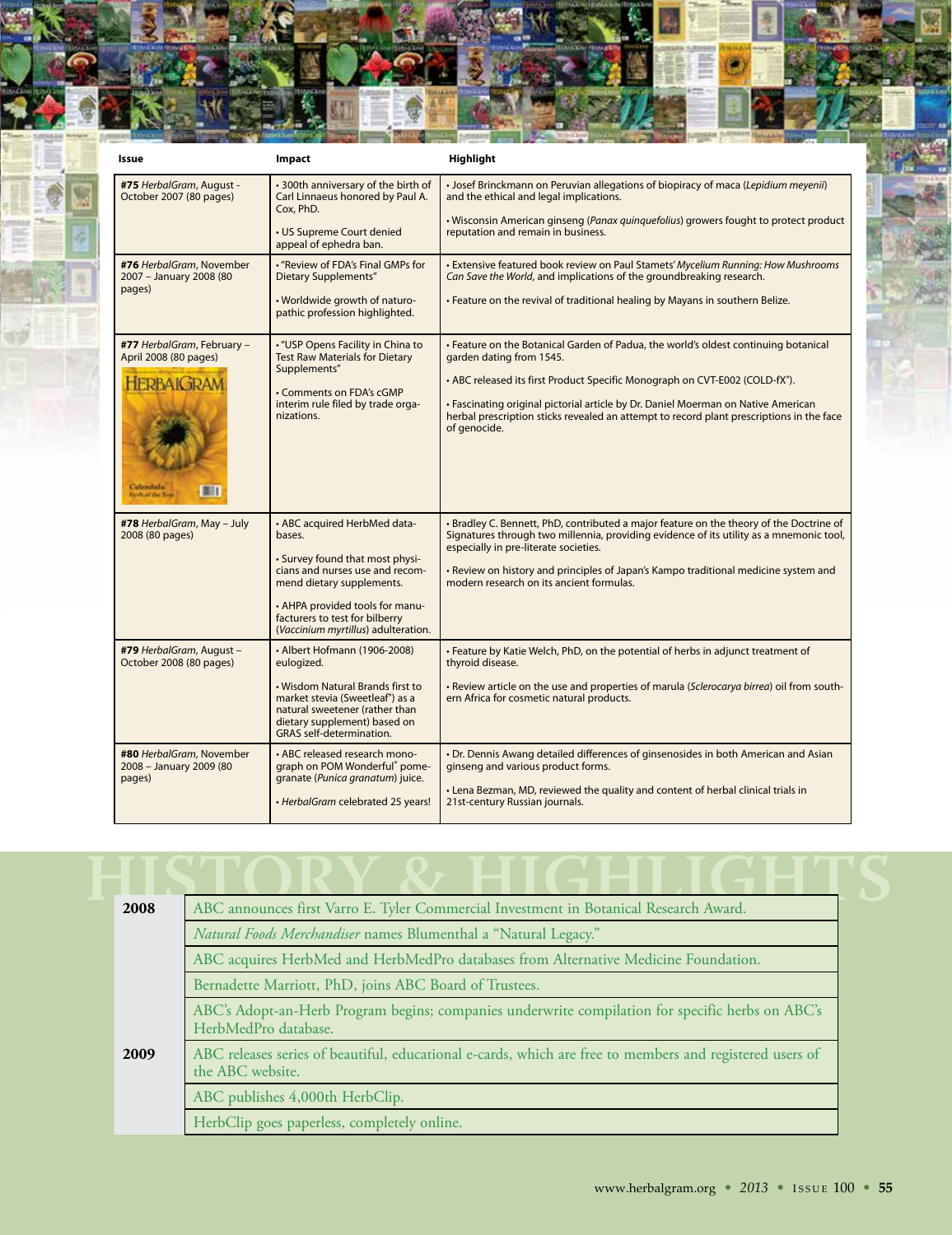| Issue | Impact | Highlight |
|---|---|---|
| #75 *HerbalGram*, August - October 2007 (80 pages) | • 300th anniversary of the birth of Carl Linnaeus honored by Paul A. Cox, PhD.<br>• US Supreme Court denied appeal of ephedra ban. | • Josef Brinckmann on Peruvian allegations of biopiracy of maca (*Lepidium meyenii*) and the ethical and legal implications.<br>• Wisconsin American ginseng (*Panax quinquefolius*) growers fought to protect product reputation and remain in business. |
| #76 *HerbalGram*, November 2007 – January 2008 (80 pages) | • "Review of FDA's Final GMPs for Dietary Supplements"<br>• Worldwide growth of naturopathic profession highlighted. | • Extensive featured book review on Paul Stamets' *Mycelium Running: How Mushrooms Can Save the World*, and implications of the groundbreaking research.<br>• Feature on the revival of traditional healing by Mayans in southern Belize. |
| #77 *HerbalGram*, February – April 2008 (80 pages) | • "USP Opens Facility in China to Test Raw Materials for Dietary Supplements"<br>• Comments on FDA's cGMP interim rule filed by trade organizations. | • Feature on the Botanical Garden of Padua, the world's oldest continuing botanical garden dating from 1545.<br>• ABC released its first Product Specific Monograph on CVT-E002 (COLD-fX®).<br>• Fascinating original pictorial article by Dr. Daniel Moerman on Native American herbal prescription sticks revealed an attempt to record plant prescriptions in the face of genocide. |
| #78 *HerbalGram*, May – July 2008 (80 pages) | • ABC acquired HerbMed databases.<br>• Survey found that most physicians and nurses use and recommend dietary supplements.<br>• AHPA provided tools for manufacturers to test for bilberry (*Vaccinium myrtillus*) adulteration. | • Bradley C. Bennett, PhD, contributed a major feature on the theory of the Doctrine of Signatures through two millennia, providing evidence of its utility as a mnemonic tool, especially in pre-literate societies.<br>• Review on history and principles of Japan's Kampo traditional medicine system and modern research on its ancient formulas. |
| #79 *HerbalGram*, August – October 2008 (80 pages) | • Albert Hofmann (1906-2008) eulogized.<br>• Wisdom Natural Brands first to market stevia (Sweetleaf®) as a natural sweetener (rather than dietary supplement) based on GRAS self-determination. | • Feature by Katie Welch, PhD, on the potential of herbs in adjunct treatment of thyroid disease.<br>• Review article on the use and properties of marula (*Sclerocarya birrea*) oil from southern Africa for cosmetic natural products. |
| #80 *HerbalGram*, November 2008 – January 2009 (80 pages) | • ABC released research monograph on POM Wonderful® pomegranate (*Punica granatum*) juice.<br>• *HerbalGram* celebrated 25 years! | • Dr. Dennis Awang detailed differences of ginsenosides in both American and Asian ginseng and various product forms.<br>• Lena Bezman, MD, reviewed the quality and content of herbal clinical trials in 21st-century Russian journals. |

# HISTORY & HIGHLIGHTS

| Year | Event |
|---|---|
| **2008** | ABC announces first Varro E. Tyler Commercial Investment in Botanical Research Award. |
| | *Natural Foods Merchandiser* names Blumenthal a "Natural Legacy." |
| | ABC acquires HerbMed and HerbMedPro databases from Alternative Medicine Foundation. |
| | Bernadette Marriott, PhD, joins ABC Board of Trustees. |
| | ABC's Adopt-an-Herb Program begins; companies underwrite compilation for specific herbs on ABC's HerbMedPro database. |
| **2009** | ABC releases series of beautiful, educational e-cards, which are free to members and registered users of the ABC website. |
| | ABC publishes 4,000th HerbClip. |
| | HerbClip goes paperless, completely online. |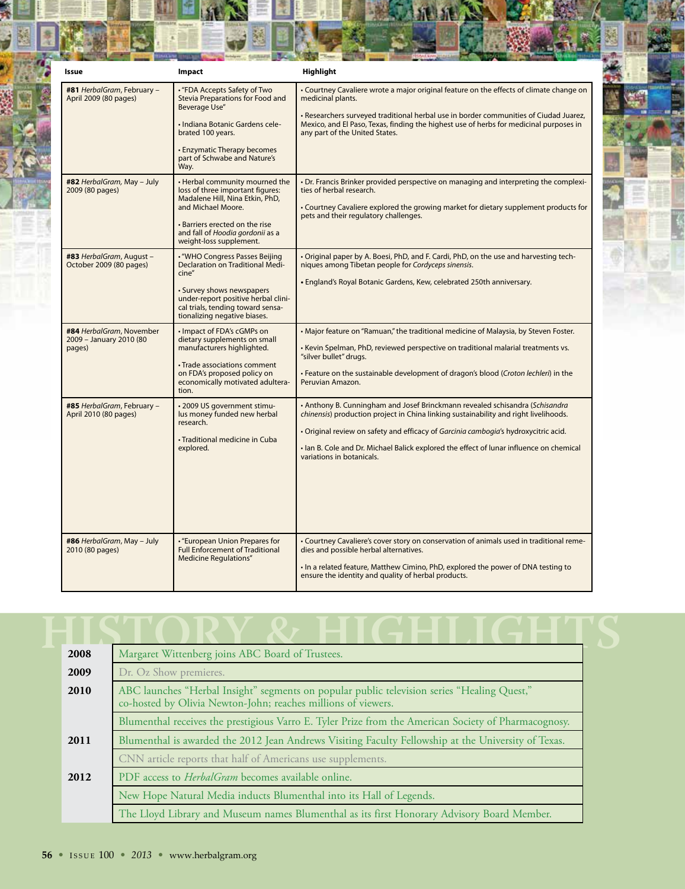| Issue | Impact | Highlight |
|---|---|---|
| **#81** *HerbalGram*, February – April 2009 (80 pages) | • "FDA Accepts Safety of Two Stevia Preparations for Food and Beverage Use"<br><br>• Indiana Botanic Gardens celebrated 100 years.<br><br>• Enzymatic Therapy becomes part of Schwabe and Nature's Way. | • Courtney Cavaliere wrote a major original feature on the effects of climate change on medicinal plants.<br><br>• Researchers surveyed traditional herbal use in border communities of Ciudad Juarez, Mexico, and El Paso, Texas, finding the highest use of herbs for medicinal purposes in any part of the United States. |
| **#82** *HerbalGram*, May – July 2009 (80 pages) | • Herbal community mourned the loss of three important figures: Madalene Hill, Nina Etkin, PhD, and Michael Moore.<br><br>• Barriers erected on the rise and fall of *Hoodia gordonii* as a weight-loss supplement. | • Dr. Francis Brinker provided perspective on managing and interpreting the complexities of herbal research.<br><br>• Courtney Cavaliere explored the growing market for dietary supplement products for pets and their regulatory challenges. |
| **#83** *HerbalGram*, August – October 2009 (80 pages) | • "WHO Congress Passes Beijing Declaration on Traditional Medicine"<br><br>• Survey shows newspapers under-report positive herbal clinical trials, tending toward sensationalizing negative biases. | • Original paper by A. Boesi, PhD, and F. Cardi, PhD, on the use and harvesting techniques among Tibetan people for *Cordyceps sinensis*.<br><br>• England's Royal Botanic Gardens, Kew, celebrated 250th anniversary. |
| **#84** *HerbalGram*, November 2009 – January 2010 (80 pages) | • Impact of FDA's cGMPs on dietary supplements on small manufacturers highlighted.<br><br>• Trade associations comment on FDA's proposed policy on economically motivated adulteration. | • Major feature on "Ramuan," the traditional medicine of Malaysia, by Steven Foster.<br><br>• Kevin Spelman, PhD, reviewed perspective on traditional malarial treatments vs. "silver bullet" drugs.<br><br>• Feature on the sustainable development of dragon's blood (*Croton lechleri*) in the Peruvian Amazon. |
| **#85** *HerbalGram*, February – April 2010 (80 pages) | • 2009 US government stimulus money funded new herbal research.<br><br>• Traditional medicine in Cuba explored. | • Anthony B. Cunningham and Josef Brinckmann revealed schisandra (*Schisandra chinensis*) production project in China linking sustainability and right livelihoods.<br><br>• Original review on safety and efficacy of *Garcinia cambogia*'s hydroxycitric acid.<br><br>• Ian B. Cole and Dr. Michael Balick explored the effect of lunar influence on chemical variations in botanicals. |
| **#86** *HerbalGram*, May – July 2010 (80 pages) | • "European Union Prepares for Full Enforcement of Traditional Medicine Regulations" | • Courtney Cavaliere's cover story on conservation of animals used in traditional remedies and possible herbal alternatives.<br><br>• In a related feature, Matthew Cimino, PhD, explored the power of DNA testing to ensure the identity and quality of herbal products. |

# HISTORY & HIGHLIGHTS

| | |
|---|---|
| **2008** | Margaret Wittenberg joins ABC Board of Trustees. |
| **2009** | Dr. Oz Show premieres. |
| **2010** | ABC launches "Herbal Insight" segments on popular public television series "Healing Quest," co-hosted by Olivia Newton-John; reaches millions of viewers. |
| | Blumenthal receives the prestigious Varro E. Tyler Prize from the American Society of Pharmacognosy. |
| **2011** | Blumenthal is awarded the 2012 Jean Andrews Visiting Faculty Fellowship at the University of Texas. |
| | CNN article reports that half of Americans use supplements. |
| **2012** | PDF access to *HerbalGram* becomes available online. |
| | New Hope Natural Media inducts Blumenthal into its Hall of Legends. |
| | The Lloyd Library and Museum names Blumenthal as its first Honorary Advisory Board Member. |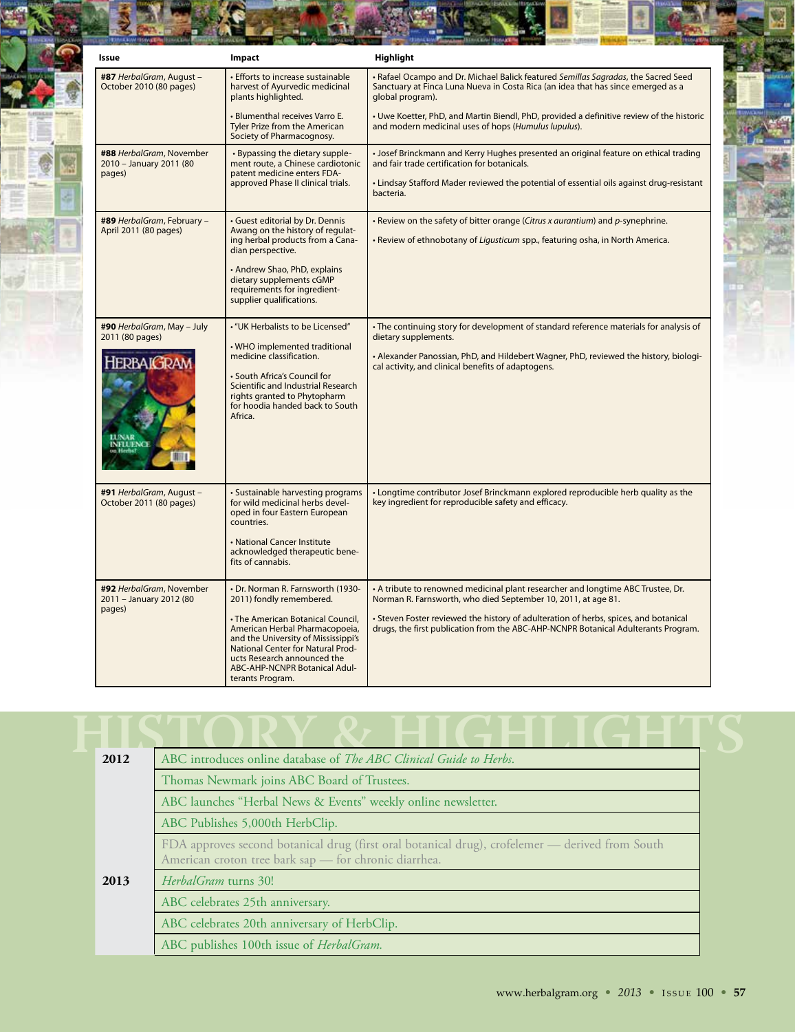| Issue | Impact | Highlight |
|---|---|---|
| **#87** *HerbalGram*, August – October 2010 (80 pages) | • Efforts to increase sustainable harvest of Ayurvedic medicinal plants highlighted. • Blumenthal receives Varro E. Tyler Prize from the American Society of Pharmacognosy. | • Rafael Ocampo and Dr. Michael Balick featured *Semillas Sagradas*, the Sacred Seed Sanctuary at Finca Luna Nueva in Costa Rica (an idea that has since emerged as a global program). • Uwe Koetter, PhD, and Martin Biendl, PhD, provided a definitive review of the historic and modern medicinal uses of hops (*Humulus lupulus*). |
| **#88** *HerbalGram*, November 2010 – January 2011 (80 pages) | • Bypassing the dietary supplement route, a Chinese cardiotonic patent medicine enters FDA-approved Phase II clinical trials. | • Josef Brinckmann and Kerry Hughes presented an original feature on ethical trading and fair trade certification for botanicals. • Lindsay Stafford Mader reviewed the potential of essential oils against drug-resistant bacteria. |
| **#89** *HerbalGram*, February – April 2011 (80 pages) | • Guest editorial by Dr. Dennis Awang on the history of regulating herbal products from a Canadian perspective. • Andrew Shao, PhD, explains dietary supplements cGMP requirements for ingredient-supplier qualifications. | • Review on the safety of bitter orange (*Citrus x aurantium*) and *p*-synephrine. • Review of ethnobotany of *Ligusticum* spp., featuring osha, in North America. |
| **#90** *HerbalGram*, May – July 2011 (80 pages) | • "UK Herbalists to be Licensed" • WHO implemented traditional medicine classification. • South Africa's Council for Scientific and Industrial Research rights granted to Phytopharm for hoodia handed back to South Africa. | • The continuing story for development of standard reference materials for analysis of dietary supplements. • Alexander Panossian, PhD, and Hildebert Wagner, PhD, reviewed the history, biological activity, and clinical benefits of adaptogens. |
| **#91** *HerbalGram*, August – October 2011 (80 pages) | • Sustainable harvesting programs for wild medicinal herbs developed in four Eastern European countries. • National Cancer Institute acknowledged therapeutic benefits of cannabis. | • Longtime contributor Josef Brinckmann explored reproducible herb quality as the key ingredient for reproducible safety and efficacy. |
| **#92** *HerbalGram*, November 2011 – January 2012 (80 pages) | • Dr. Norman R. Farnsworth (1930-2011) fondly remembered. • The American Botanical Council, American Herbal Pharmacopoeia, and the University of Mississippi's National Center for Natural Products Research announced the ABC-AHP-NCNPR Botanical Adulterants Program. | • A tribute to renowned medicinal plant researcher and longtime ABC Trustee, Dr. Norman R. Farnsworth, who died September 10, 2011, at age 81. • Steven Foster reviewed the history of adulteration of herbs, spices, and botanical drugs, the first publication from the ABC-AHP-NCNPR Botanical Adulterants Program. |

## HISTORY & HIGHLIGHTS

| Year | Event |
|---|---|
| **2012** | ABC introduces online database of *The ABC Clinical Guide to Herbs*. |
| | Thomas Newmark joins ABC Board of Trustees. |
| | ABC launches "Herbal News & Events" weekly online newsletter. |
| | ABC Publishes 5,000th HerbClip. |
| | FDA approves second botanical drug (first oral botanical drug), crofelemer — derived from South American croton tree bark sap — for chronic diarrhea. |
| **2013** | *HerbalGram* turns 30! |
| | ABC celebrates 25th anniversary. |
| | ABC celebrates 20th anniversary of HerbClip. |
| | ABC publishes 100th issue of *HerbalGram*. |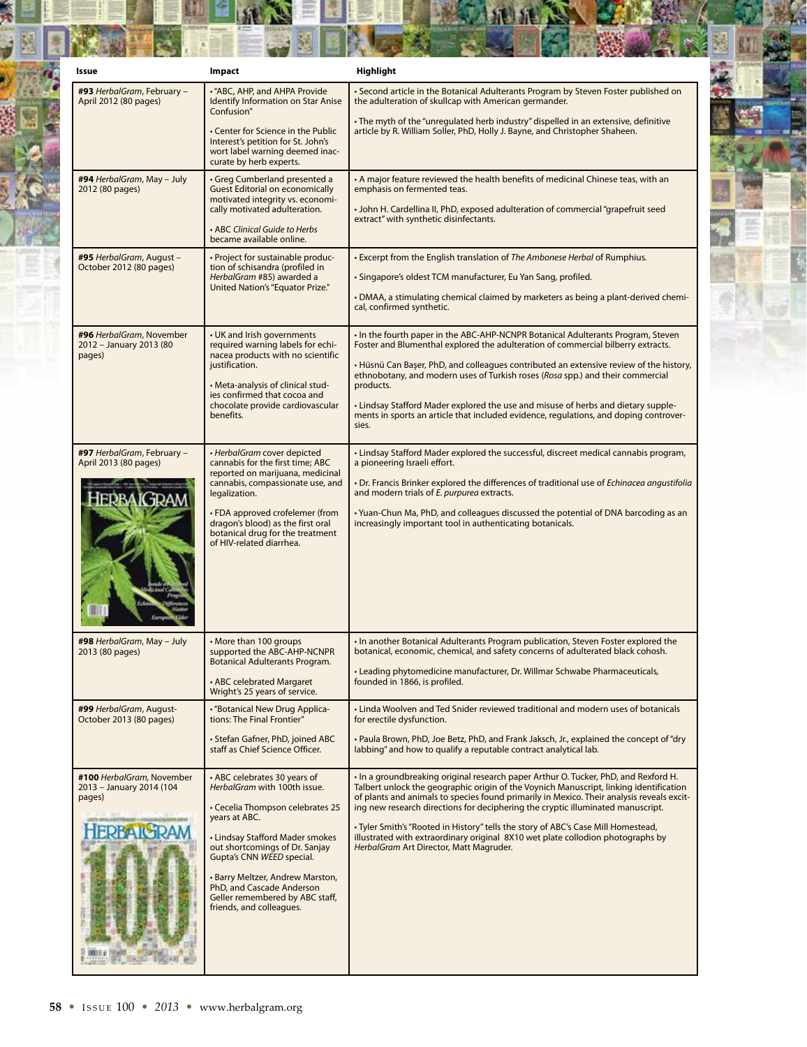| Issue | Impact | Highlight |
|---|---|---|
| **#93** *HerbalGram*, February – April 2012 (80 pages) | • "ABC, AHP, and AHPA Provide Identify Information on Star Anise Confusion"<br><br>• Center for Science in the Public Interest's petition for St. John's wort label warning deemed inaccurate by herb experts. | • Second article in the Botanical Adulterants Program by Steven Foster published on the adulteration of skullcap with American germander.<br><br>• The myth of the "unregulated herb industry" dispelled in an extensive, definitive article by R. William Soller, PhD, Holly J. Bayne, and Christopher Shaheen. |
| **#94** *HerbalGram*, May – July 2012 (80 pages) | • Greg Cumberland presented a Guest Editorial on economically motivated integrity vs. economically motivated adulteration.<br><br>• ABC *Clinical Guide to Herbs* became available online. | • A major feature reviewed the health benefits of medicinal Chinese teas, with an emphasis on fermented teas.<br><br>• John H. Cardellina II, PhD, exposed adulteration of commercial "grapefruit seed extract" with synthetic disinfectants. |
| **#95** *HerbalGram*, August – October 2012 (80 pages) | • Project for sustainable production of schisandra (profiled in *HerbalGram* #85) awarded a United Nation's "Equator Prize." | • Excerpt from the English translation of *The Ambonese Herbal* of Rumphius.<br><br>• Singapore's oldest TCM manufacturer, Eu Yan Sang, profiled.<br><br>• DMAA, a stimulating chemical claimed by marketers as being a plant-derived chemical, confirmed synthetic. |
| **#96** *HerbalGram*, November 2012 – January 2013 (80 pages) | • UK and Irish governments required warning labels for echinacea products with no scientific justification.<br><br>• Meta-analysis of clinical studies confirmed that cocoa and chocolate provide cardiovascular benefits. | • In the fourth paper in the ABC-AHP-NCNPR Botanical Adulterants Program, Steven Foster and Blumenthal explored the adulteration of commercial bilberry extracts.<br><br>• Hüsnü Can Başer, PhD, and colleagues contributed an extensive review of the history, ethnobotany, and modern uses of Turkish roses (*Rosa* spp.) and their commercial products.<br><br>• Lindsay Stafford Mader explored the use and misuse of herbs and dietary supplements in sports an article that included evidence, regulations, and doping controversies. |
| **#97** *HerbalGram*, February – April 2013 (80 pages) | • *HerbalGram* cover depicted cannabis for the first time; ABC reported on marijuana, medicinal cannabis, compassionate use, and legalization.<br><br>• FDA approved crofelemer (from dragon's blood) as the first oral botanical drug for the treatment of HIV-related diarrhea. | • Lindsay Stafford Mader explored the successful, discreet medical cannabis program, a pioneering Israeli effort.<br><br>• Dr. Francis Brinker explored the differences of traditional use of *Echinacea angustifolia* and modern trials of *E. purpurea* extracts.<br><br>• Yuan-Chun Ma, PhD, and colleagues discussed the potential of DNA barcoding as an increasingly important tool in authenticating botanicals. |
| **#98** *HerbalGram*, May – July 2013 (80 pages) | • More than 100 groups supported the ABC-AHP-NCNPR Botanical Adulterants Program.<br><br>• ABC celebrated Margaret Wright's 25 years of service. | • In another Botanical Adulterants Program publication, Steven Foster explored the botanical, economic, chemical, and safety concerns of adulterated black cohosh.<br><br>• Leading phytomedicine manufacturer, Dr. Willmar Schwabe Pharmaceuticals, founded in 1866, is profiled. |
| **#99** *HerbalGram*, August-October 2013 (80 pages) | • "Botanical New Drug Applications: The Final Frontier"<br><br>• Stefan Gafner, PhD, joined ABC staff as Chief Science Officer. | • Linda Woolven and Ted Snider reviewed traditional and modern uses of botanicals for erectile dysfunction.<br><br>• Paula Brown, PhD, Joe Betz, PhD, and Frank Jaksch, Jr., explained the concept of "dry labbing" and how to qualify a reputable contract analytical lab. |
| **#100** *HerbalGram*, November 2013 – January 2014 (104 pages) | • ABC celebrates 30 years of *HerbalGram* with 100th issue.<br><br>• Cecelia Thompson celebrates 25 years at ABC.<br><br>• Lindsay Stafford Mader smokes out shortcomings of Dr. Sanjay Gupta's CNN *WEED* special.<br><br>• Barry Meltzer, Andrew Marston, PhD, and Cascade Anderson Geller remembered by ABC staff, friends, and colleagues. | • In a groundbreaking original research paper Arthur O. Tucker, PhD, and Rexford H. Talbert unlock the geographic origin of the Voynich Manuscript, linking identification of plants and animals to species found primarily in Mexico. Their analysis reveals exciting new research directions for deciphering the cryptic illuminated manuscript.<br><br>• Tyler Smith's "Rooted in History" tells the story of ABC's Case Mill Homestead, illustrated with extraordinary original 8X10 wet plate collodion photographs by *HerbalGram* Art Director, Matt Magruder. |